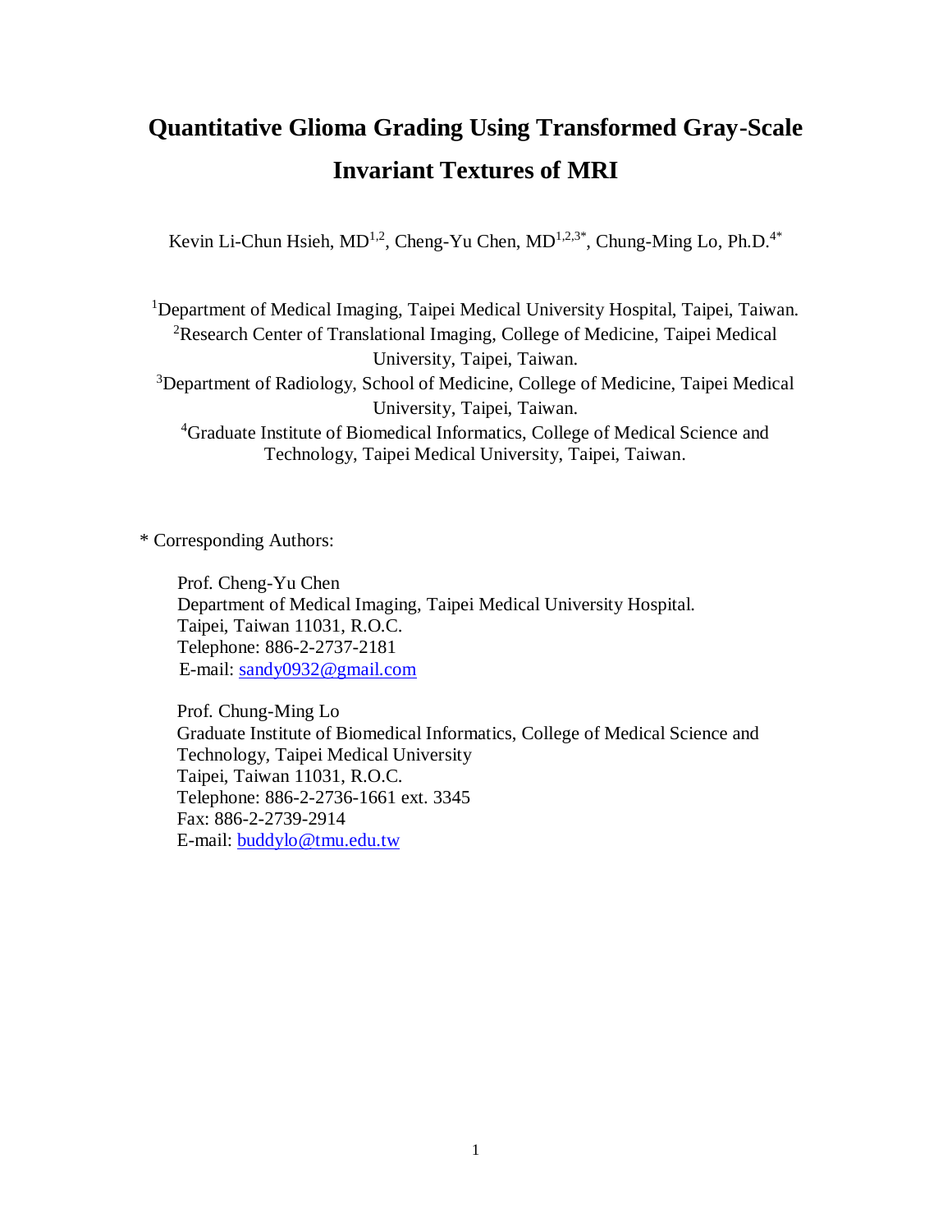# Quantitative Glioma Grading Using Transformed Gray-Scale Invariant Textures of MRI

Kevin Li-Chun Hsieh, MD[1,2], Cheng-Yu Chen, MD[1,2,3*], Chung-Ming Lo, Ph.D.[4*]

[1]Department of Medical Imaging, Taipei Medical University Hospital, Taipei, Taiwan.
[2]Research Center of Translational Imaging, College of Medicine, Taipei Medical University, Taipei, Taiwan.
[3]Department of Radiology, School of Medicine, College of Medicine, Taipei Medical University, Taipei, Taiwan.
[4]Graduate Institute of Biomedical Informatics, College of Medical Science and Technology, Taipei Medical University, Taipei, Taiwan.

* Corresponding Authors:

Prof. Cheng-Yu Chen
Department of Medical Imaging, Taipei Medical University Hospital.
Taipei, Taiwan 11031, R.O.C.
Telephone: 886-2-2737-2181
E-mail: sandy0932@gmail.com

Prof. Chung-Ming Lo
Graduate Institute of Biomedical Informatics, College of Medical Science and Technology, Taipei Medical University
Taipei, Taiwan 11031, R.O.C.
Telephone: 886-2-2736-1661 ext. 3345
Fax: 886-2-2739-2914
E-mail: buddylo@tmu.edu.tw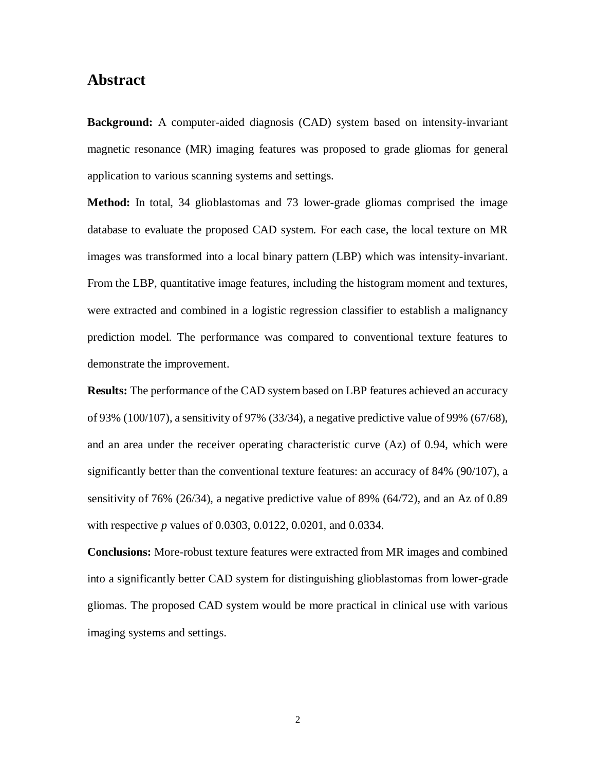# Abstract

**Background:** A computer-aided diagnosis (CAD) system based on intensity-invariant magnetic resonance (MR) imaging features was proposed to grade gliomas for general application to various scanning systems and settings.

**Method:** In total, 34 glioblastomas and 73 lower-grade gliomas comprised the image database to evaluate the proposed CAD system. For each case, the local texture on MR images was transformed into a local binary pattern (LBP) which was intensity-invariant. From the LBP, quantitative image features, including the histogram moment and textures, were extracted and combined in a logistic regression classifier to establish a malignancy prediction model. The performance was compared to conventional texture features to demonstrate the improvement.

**Results:** The performance of the CAD system based on LBP features achieved an accuracy of 93% (100/107), a sensitivity of 97% (33/34), a negative predictive value of 99% (67/68), and an area under the receiver operating characteristic curve (Az) of 0.94, which were significantly better than the conventional texture features: an accuracy of 84% (90/107), a sensitivity of 76% (26/34), a negative predictive value of 89% (64/72), and an Az of 0.89 with respective $p$ values of 0.0303, 0.0122, 0.0201, and 0.0334.

**Conclusions:** More-robust texture features were extracted from MR images and combined into a significantly better CAD system for distinguishing glioblastomas from lower-grade gliomas. The proposed CAD system would be more practical in clinical use with various imaging systems and settings.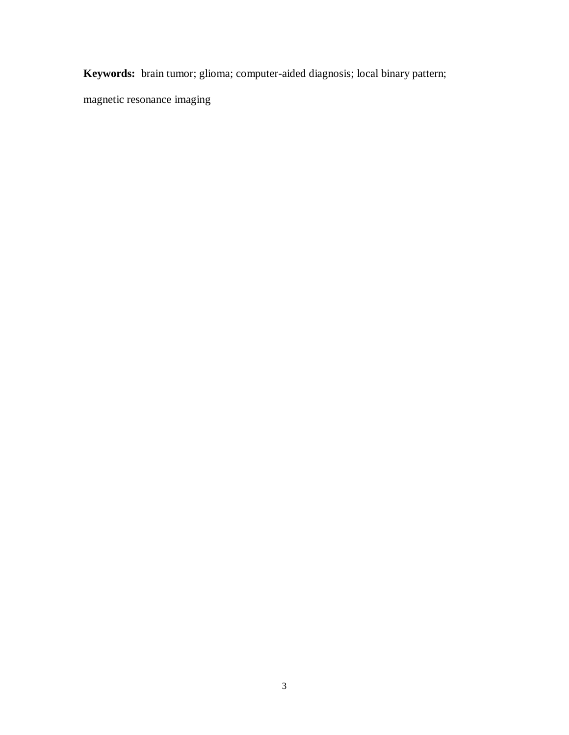**Keywords:** brain tumor; glioma; computer-aided diagnosis; local binary pattern; magnetic resonance imaging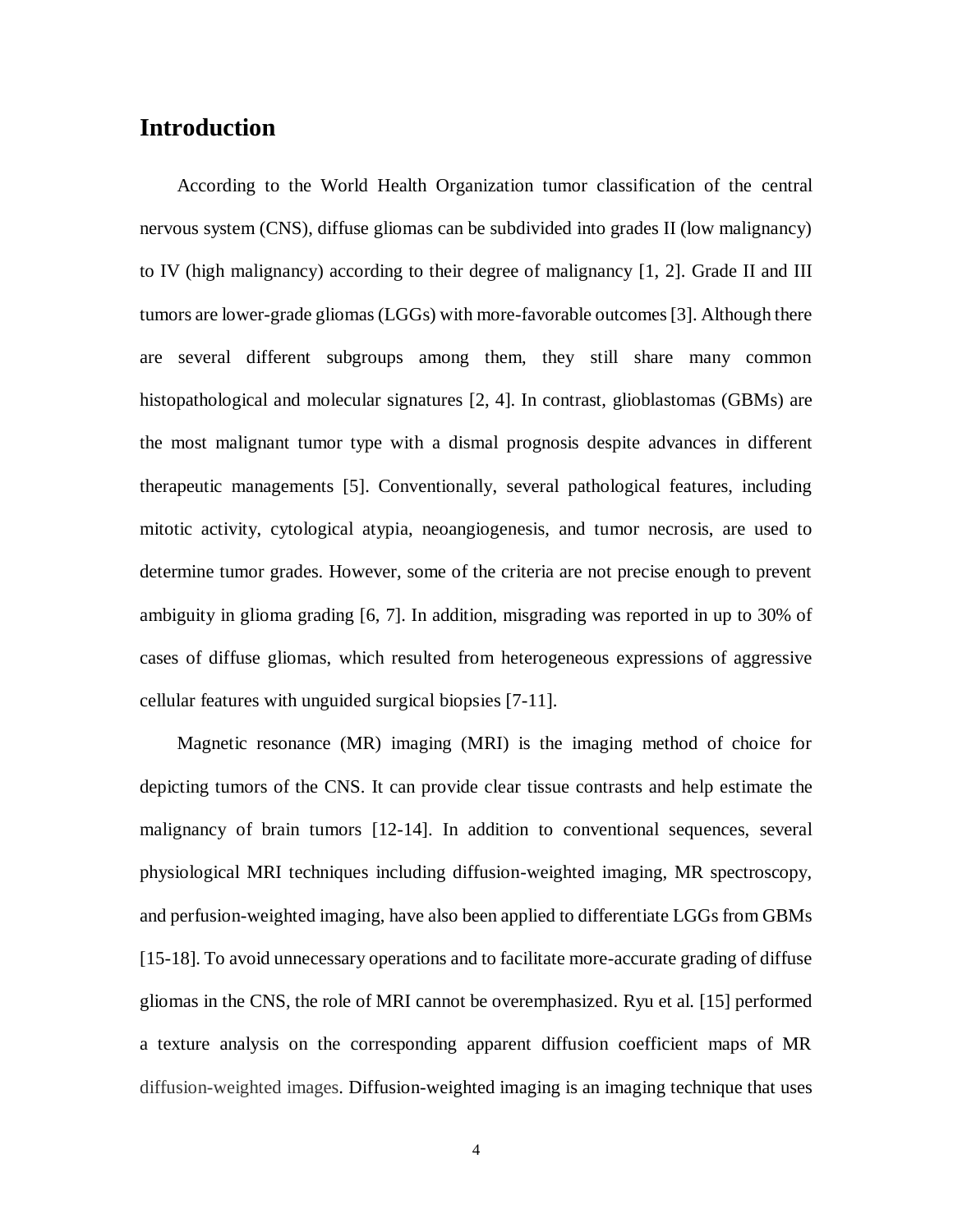## Introduction

According to the World Health Organization tumor classification of the central nervous system (CNS), diffuse gliomas can be subdivided into grades II (low malignancy) to IV (high malignancy) according to their degree of malignancy [1, 2]. Grade II and III tumors are lower-grade gliomas (LGGs) with more-favorable outcomes [3]. Although there are several different subgroups among them, they still share many common histopathological and molecular signatures [2, 4]. In contrast, glioblastomas (GBMs) are the most malignant tumor type with a dismal prognosis despite advances in different therapeutic managements [5]. Conventionally, several pathological features, including mitotic activity, cytological atypia, neoangiogenesis, and tumor necrosis, are used to determine tumor grades. However, some of the criteria are not precise enough to prevent ambiguity in glioma grading [6, 7]. In addition, misgrading was reported in up to 30% of cases of diffuse gliomas, which resulted from heterogeneous expressions of aggressive cellular features with unguided surgical biopsies [7-11].

Magnetic resonance (MR) imaging (MRI) is the imaging method of choice for depicting tumors of the CNS. It can provide clear tissue contrasts and help estimate the malignancy of brain tumors [12-14]. In addition to conventional sequences, several physiological MRI techniques including diffusion-weighted imaging, MR spectroscopy, and perfusion-weighted imaging, have also been applied to differentiate LGGs from GBMs [15-18]. To avoid unnecessary operations and to facilitate more-accurate grading of diffuse gliomas in the CNS, the role of MRI cannot be overemphasized. Ryu et al. [15] performed a texture analysis on the corresponding apparent diffusion coefficient maps of MR diffusion-weighted images. Diffusion-weighted imaging is an imaging technique that uses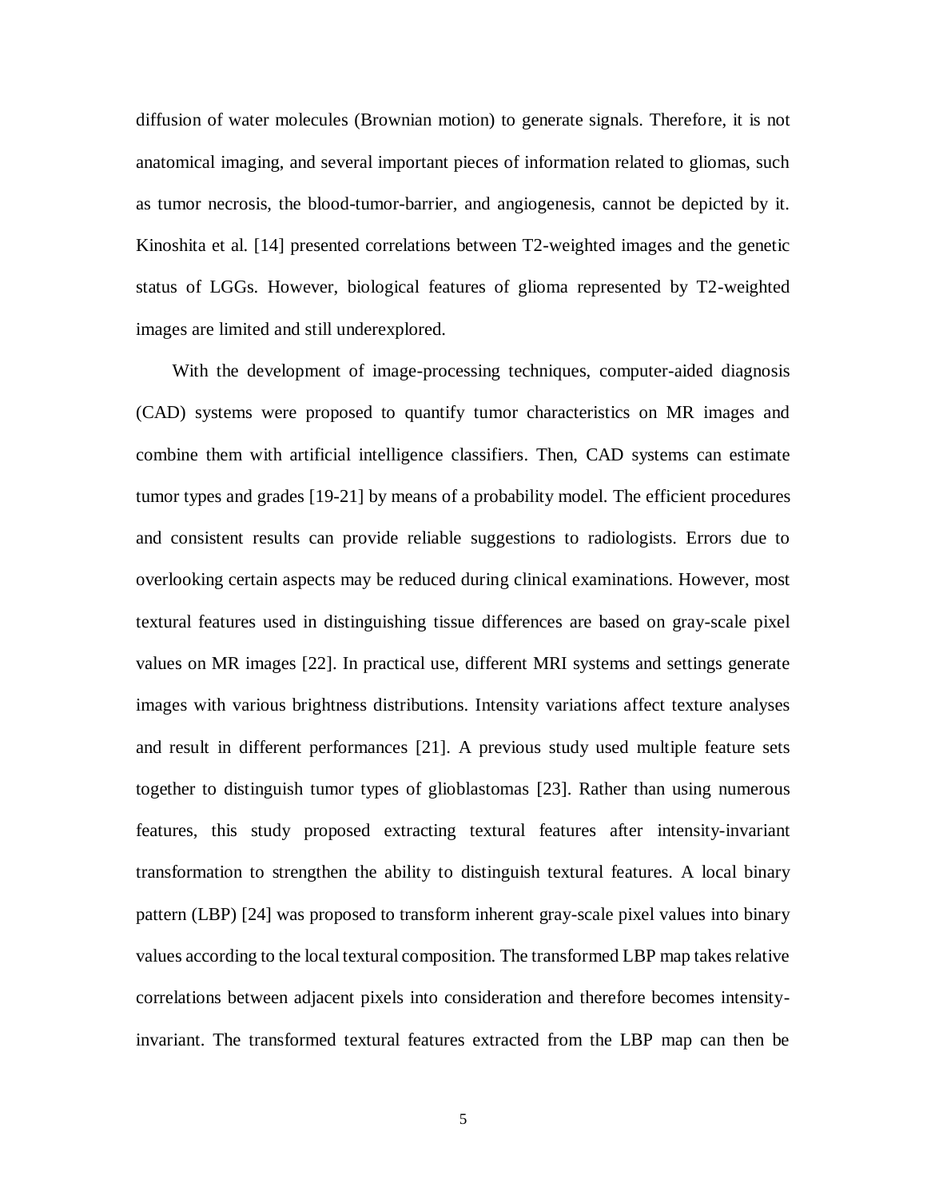diffusion of water molecules (Brownian motion) to generate signals. Therefore, it is not anatomical imaging, and several important pieces of information related to gliomas, such as tumor necrosis, the blood-tumor-barrier, and angiogenesis, cannot be depicted by it. Kinoshita et al. [14] presented correlations between T2-weighted images and the genetic status of LGGs. However, biological features of glioma represented by T2-weighted images are limited and still underexplored.

With the development of image-processing techniques, computer-aided diagnosis (CAD) systems were proposed to quantify tumor characteristics on MR images and combine them with artificial intelligence classifiers. Then, CAD systems can estimate tumor types and grades [19-21] by means of a probability model. The efficient procedures and consistent results can provide reliable suggestions to radiologists. Errors due to overlooking certain aspects may be reduced during clinical examinations. However, most textural features used in distinguishing tissue differences are based on gray-scale pixel values on MR images [22]. In practical use, different MRI systems and settings generate images with various brightness distributions. Intensity variations affect texture analyses and result in different performances [21]. A previous study used multiple feature sets together to distinguish tumor types of glioblastomas [23]. Rather than using numerous features, this study proposed extracting textural features after intensity-invariant transformation to strengthen the ability to distinguish textural features. A local binary pattern (LBP) [24] was proposed to transform inherent gray-scale pixel values into binary values according to the local textural composition. The transformed LBP map takes relative correlations between adjacent pixels into consideration and therefore becomes intensity-invariant. The transformed textural features extracted from the LBP map can then be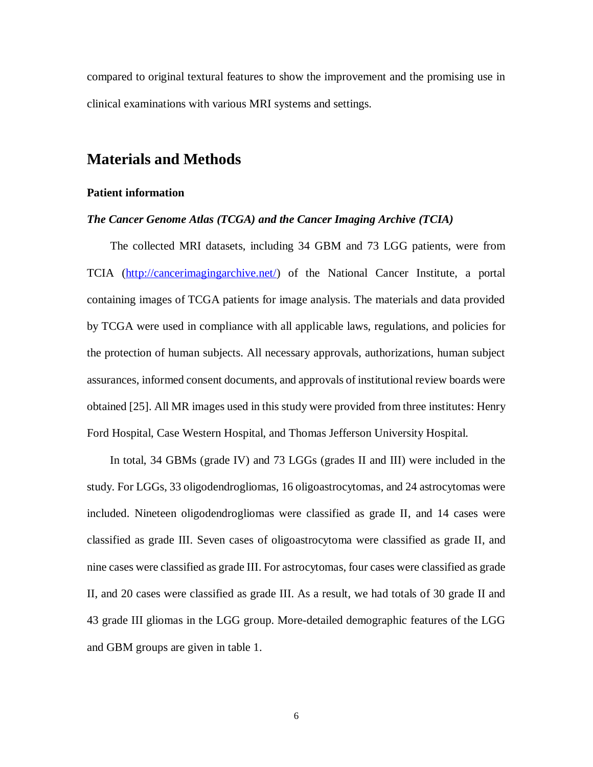compared to original textural features to show the improvement and the promising use in clinical examinations with various MRI systems and settings.

## Materials and Methods

### Patient information

#### *The Cancer Genome Atlas (TCGA) and the Cancer Imaging Archive (TCIA)*

The collected MRI datasets, including 34 GBM and 73 LGG patients, were from TCIA (http://cancerimagingarchive.net/) of the National Cancer Institute, a portal containing images of TCGA patients for image analysis. The materials and data provided by TCGA were used in compliance with all applicable laws, regulations, and policies for the protection of human subjects. All necessary approvals, authorizations, human subject assurances, informed consent documents, and approvals of institutional review boards were obtained [25]. All MR images used in this study were provided from three institutes: Henry Ford Hospital, Case Western Hospital, and Thomas Jefferson University Hospital.

In total, 34 GBMs (grade IV) and 73 LGGs (grades II and III) were included in the study. For LGGs, 33 oligodendrogliomas, 16 oligoastrocytomas, and 24 astrocytomas were included. Nineteen oligodendrogliomas were classified as grade II, and 14 cases were classified as grade III. Seven cases of oligoastrocytoma were classified as grade II, and nine cases were classified as grade III. For astrocytomas, four cases were classified as grade II, and 20 cases were classified as grade III. As a result, we had totals of 30 grade II and 43 grade III gliomas in the LGG group. More-detailed demographic features of the LGG and GBM groups are given in table 1.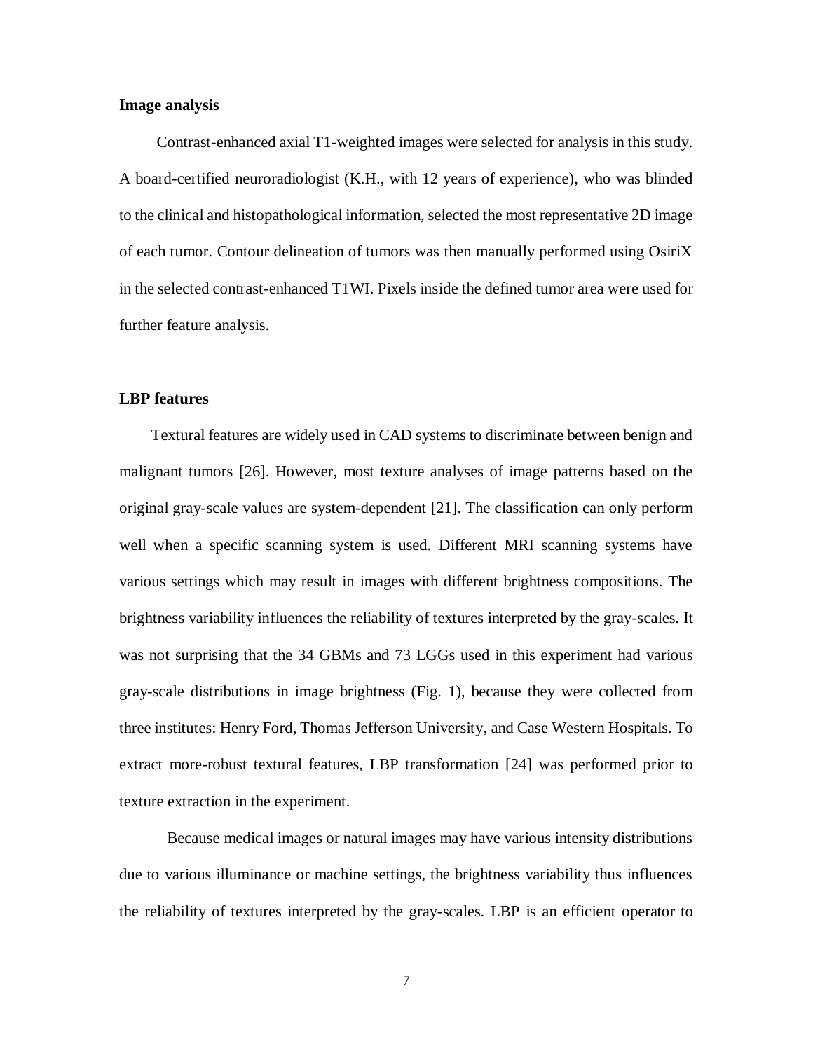**Image analysis**

Contrast-enhanced axial T1-weighted images were selected for analysis in this study. A board-certified neuroradiologist (K.H., with 12 years of experience), who was blinded to the clinical and histopathological information, selected the most representative 2D image of each tumor. Contour delineation of tumors was then manually performed using OsiriX in the selected contrast-enhanced T1WI. Pixels inside the defined tumor area were used for further feature analysis.

**LBP features**

Textural features are widely used in CAD systems to discriminate between benign and malignant tumors [26]. However, most texture analyses of image patterns based on the original gray-scale values are system-dependent [21]. The classification can only perform well when a specific scanning system is used. Different MRI scanning systems have various settings which may result in images with different brightness compositions. The brightness variability influences the reliability of textures interpreted by the gray-scales. It was not surprising that the 34 GBMs and 73 LGGs used in this experiment had various gray-scale distributions in image brightness (Fig. 1), because they were collected from three institutes: Henry Ford, Thomas Jefferson University, and Case Western Hospitals. To extract more-robust textural features, LBP transformation [24] was performed prior to texture extraction in the experiment.

Because medical images or natural images may have various intensity distributions due to various illuminance or machine settings, the brightness variability thus influences the reliability of textures interpreted by the gray-scales. LBP is an efficient operator to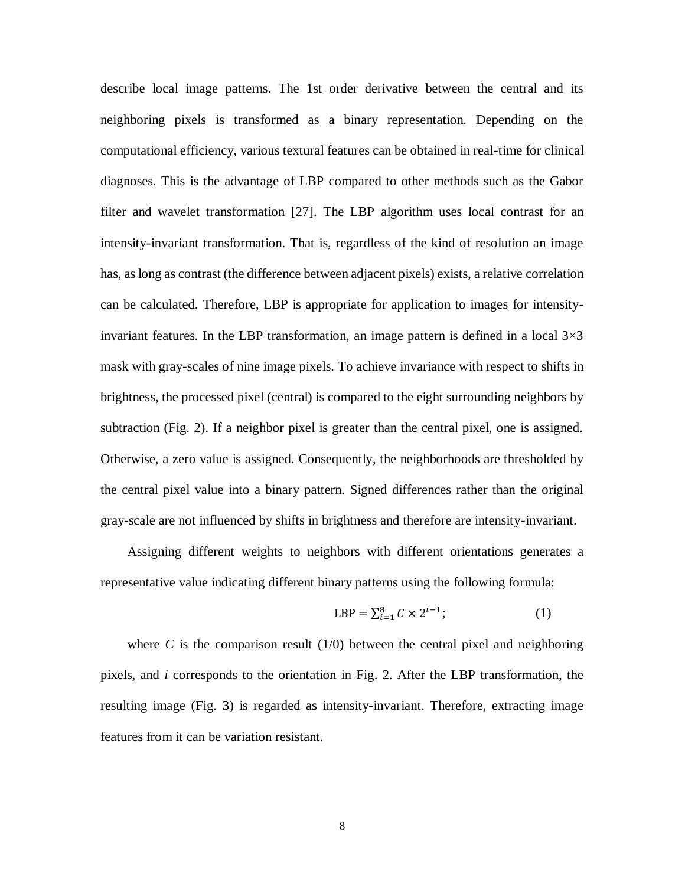describe local image patterns. The 1st order derivative between the central and its neighboring pixels is transformed as a binary representation. Depending on the computational efficiency, various textural features can be obtained in real-time for clinical diagnoses. This is the advantage of LBP compared to other methods such as the Gabor filter and wavelet transformation [27]. The LBP algorithm uses local contrast for an intensity-invariant transformation. That is, regardless of the kind of resolution an image has, as long as contrast (the difference between adjacent pixels) exists, a relative correlation can be calculated. Therefore, LBP is appropriate for application to images for intensity-invariant features. In the LBP transformation, an image pattern is defined in a local 3×3 mask with gray-scales of nine image pixels. To achieve invariance with respect to shifts in brightness, the processed pixel (central) is compared to the eight surrounding neighbors by subtraction (Fig. 2). If a neighbor pixel is greater than the central pixel, one is assigned. Otherwise, a zero value is assigned. Consequently, the neighborhoods are thresholded by the central pixel value into a binary pattern. Signed differences rather than the original gray-scale are not influenced by shifts in brightness and therefore are intensity-invariant.

Assigning different weights to neighbors with different orientations generates a representative value indicating different binary patterns using the following formula:

$$\mathrm{LBP} = \sum_{i=1}^{8} C \times 2^{i-1}; \qquad (1)$$

where $C$ is the comparison result (1/0) between the central pixel and neighboring pixels, and $i$ corresponds to the orientation in Fig. 2. After the LBP transformation, the resulting image (Fig. 3) is regarded as intensity-invariant. Therefore, extracting image features from it can be variation resistant.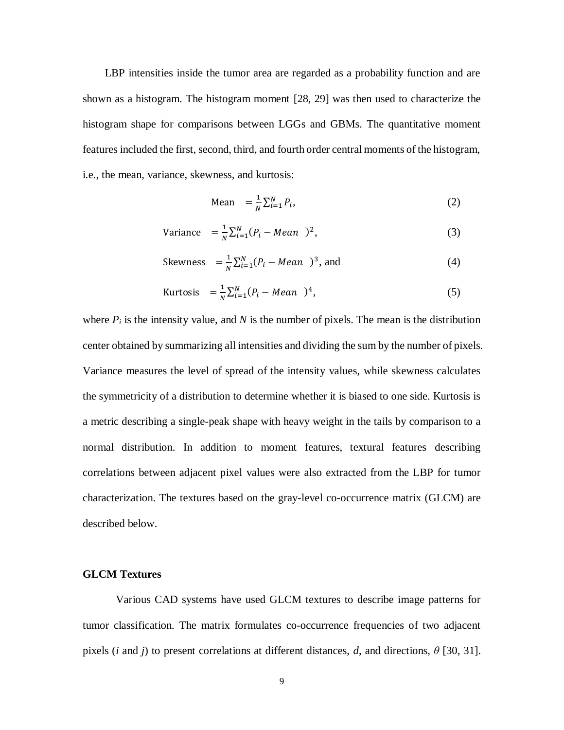LBP intensities inside the tumor area are regarded as a probability function and are shown as a histogram. The histogram moment [28, 29] was then used to characterize the histogram shape for comparisons between LGGs and GBMs. The quantitative moment features included the first, second, third, and fourth order central moments of the histogram, i.e., the mean, variance, skewness, and kurtosis:

$$\text{Mean} \;\; = \frac{1}{N}\sum_{i=1}^{N} P_i, \tag{2}$$

$$\text{Variance} \;\; = \frac{1}{N}\sum_{i=1}^{N} (P_i - Mean \;\;)^2, \tag{3}$$

$$\text{Skewness} \;\; = \frac{1}{N}\sum_{i=1}^{N} (P_i - Mean \;\;)^3, \text{ and} \tag{4}$$

$$\text{Kurtosis} \;\; = \frac{1}{N}\sum_{i=1}^{N} (P_i - Mean \;\;)^4, \tag{5}$$

where $P_i$ is the intensity value, and $N$ is the number of pixels. The mean is the distribution center obtained by summarizing all intensities and dividing the sum by the number of pixels. Variance measures the level of spread of the intensity values, while skewness calculates the symmetricity of a distribution to determine whether it is biased to one side. Kurtosis is a metric describing a single-peak shape with heavy weight in the tails by comparison to a normal distribution. In addition to moment features, textural features describing correlations between adjacent pixel values were also extracted from the LBP for tumor characterization. The textures based on the gray-level co-occurrence matrix (GLCM) are described below.

**GLCM Textures**

Various CAD systems have used GLCM textures to describe image patterns for tumor classification. The matrix formulates co-occurrence frequencies of two adjacent pixels ($i$ and $j$) to present correlations at different distances, $d$, and directions, $\theta$ [30, 31].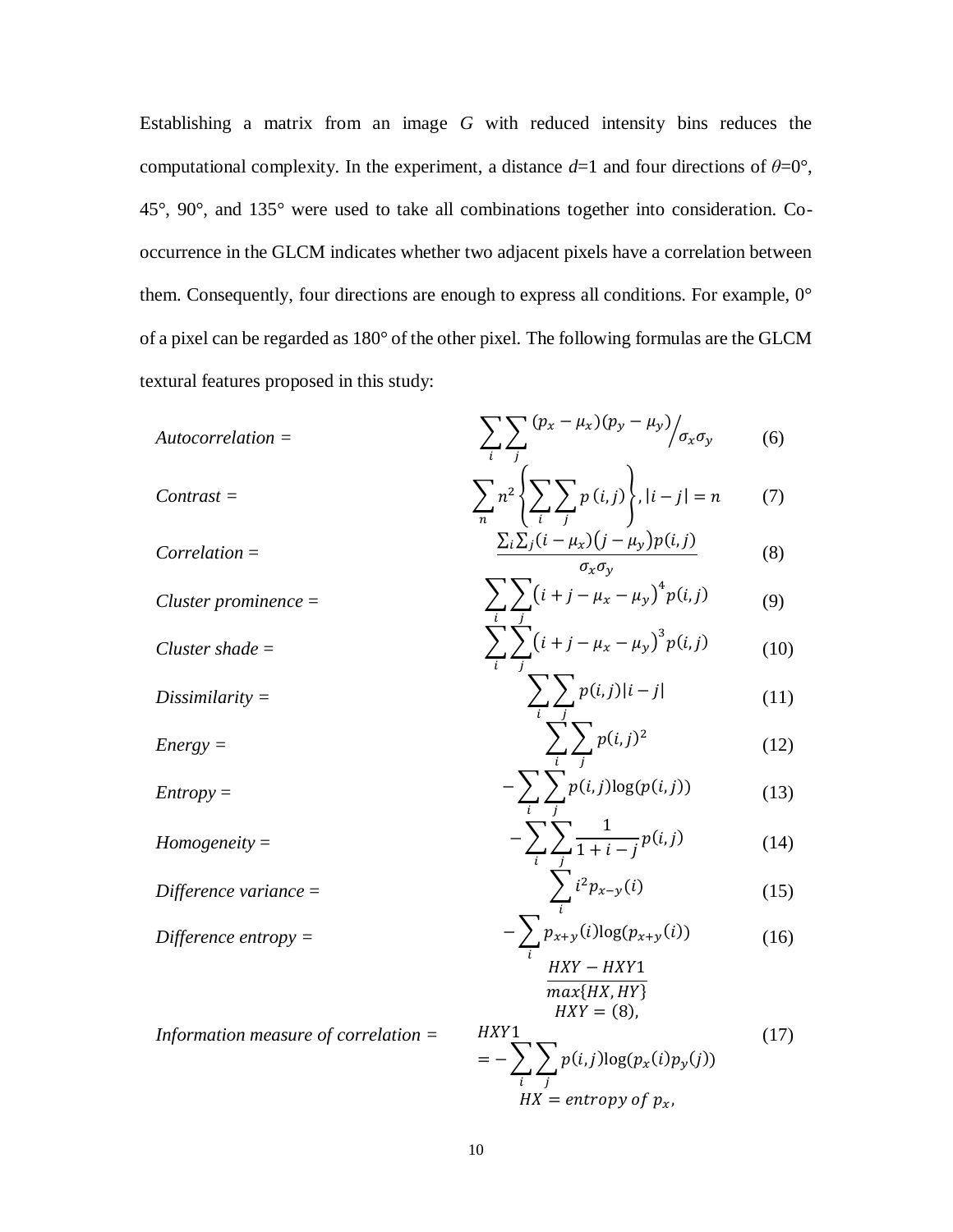Establishing a matrix from an image *G* with reduced intensity bins reduces the computational complexity. In the experiment, a distance *d*=1 and four directions of *θ*=0°, 45°, 90°, and 135° were used to take all combinations together into consideration. Co-occurrence in the GLCM indicates whether two adjacent pixels have a correlation between them. Consequently, four directions are enough to express all conditions. For example, 0° of a pixel can be regarded as 180° of the other pixel. The following formulas are the GLCM textural features proposed in this study:

*Autocorrelation* = $$\sum_i \sum_j (p_x - \mu_x)(p_y - \mu_y) \Big/ \sigma_x \sigma_y \qquad (6)$$

*Contrast* = $$\sum_n n^2 \left\{ \sum_i \sum_j p\,(i,j) \right\}, |i-j| = n \qquad (7)$$

*Correlation* = $$\frac{\sum_i \sum_j (i - \mu_x)(j - \mu_y) p(i,j)}{\sigma_x \sigma_y} \qquad (8)$$

*Cluster prominence* = $$\sum_i \sum_j \left(i + j - \mu_x - \mu_y\right)^4 p(i,j) \qquad (9)$$

*Cluster shade* = $$\sum_i \sum_j \left(i + j - \mu_x - \mu_y\right)^3 p(i,j) \qquad (10)$$

*Dissimilarity* = $$\sum_i \sum_j p(i,j)|i-j| \qquad (11)$$

*Energy* = $$\sum_i \sum_j p(i,j)^2 \qquad (12)$$

*Entropy* = $$-\sum_i \sum_j p(i,j) \log(p(i,j)) \qquad (13)$$

*Homogeneity* = $$-\sum_i \sum_j \frac{1}{1 + i - j} p(i,j) \qquad (14)$$

*Difference variance* = $$\sum_i i^2 p_{x-y}(i) \qquad (15)$$

*Difference entropy* = $$-\sum_i p_{x+y}(i) \log(p_{x+y}(i)) \qquad (16)$$

*Information measure of correlation* = $$\frac{HXY - HXY1}{max\{HX, HY\}}$$ $$HXY = (8),$$ $$HXY1 = -\sum_i \sum_j p(i,j) \log(p_x(i) p_y(j))$$ $$HX = entropy\ of\ p_x, \qquad (17)$$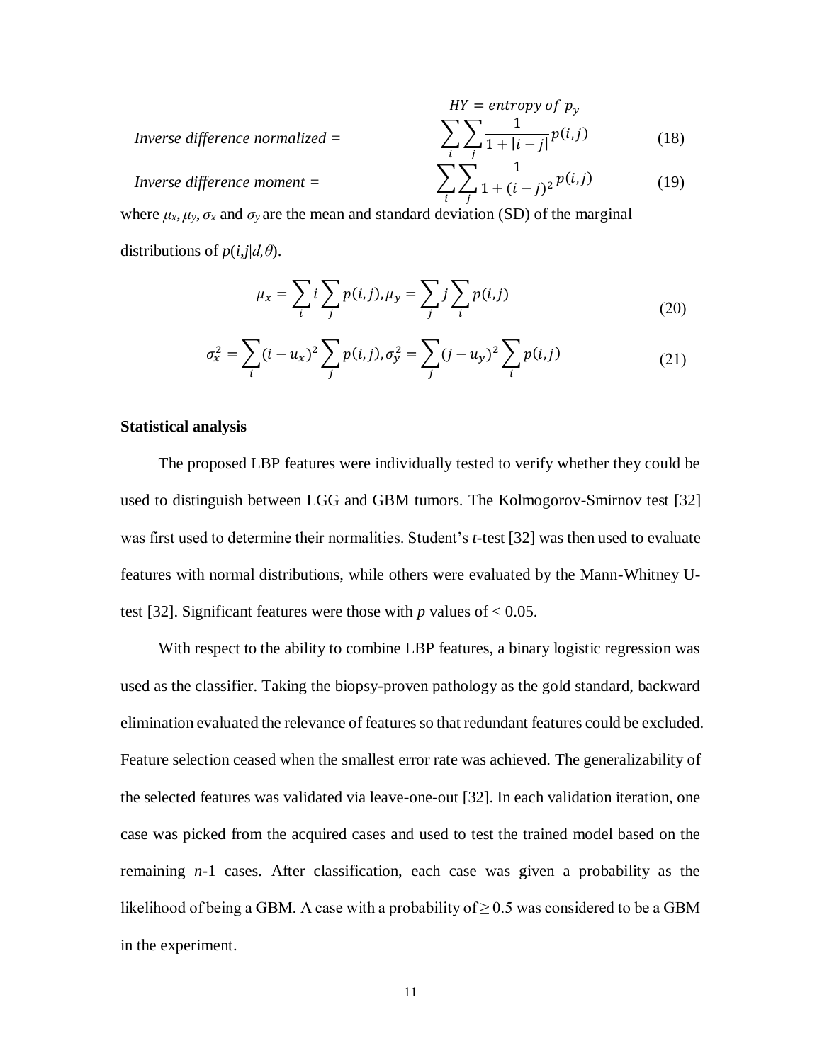$$HY = entropy\ of\ p_y$$

*Inverse difference normalized* = $$\sum_i \sum_j \frac{1}{1 + |i - j|} p(i,j) \tag{18}$$

*Inverse difference moment* = $$\sum_i \sum_j \frac{1}{1 + (i - j)^2} p(i,j) \tag{19}$$

where $\mu_x$, $\mu_y$, $\sigma_x$ and $\sigma_y$ are the mean and standard deviation (SD) of the marginal distributions of $p(i,j|d,\theta)$.

$$\mu_x = \sum_i i \sum_j p(i,j), \mu_y = \sum_j j \sum_i p(i,j) \tag{20}$$

$$\sigma_x^2 = \sum_i (i - u_x)^2 \sum_j p(i,j), \sigma_y^2 = \sum_j (j - u_y)^2 \sum_i p(i,j) \tag{21}$$

### Statistical analysis

The proposed LBP features were individually tested to verify whether they could be used to distinguish between LGG and GBM tumors. The Kolmogorov-Smirnov test [32] was first used to determine their normalities. Student's *t*-test [32] was then used to evaluate features with normal distributions, while others were evaluated by the Mann-Whitney U-test [32]. Significant features were those with *p* values of < 0.05.

With respect to the ability to combine LBP features, a binary logistic regression was used as the classifier. Taking the biopsy-proven pathology as the gold standard, backward elimination evaluated the relevance of features so that redundant features could be excluded. Feature selection ceased when the smallest error rate was achieved. The generalizability of the selected features was validated via leave-one-out [32]. In each validation iteration, one case was picked from the acquired cases and used to test the trained model based on the remaining *n*-1 cases. After classification, each case was given a probability as the likelihood of being a GBM. A case with a probability of ≥ 0.5 was considered to be a GBM in the experiment.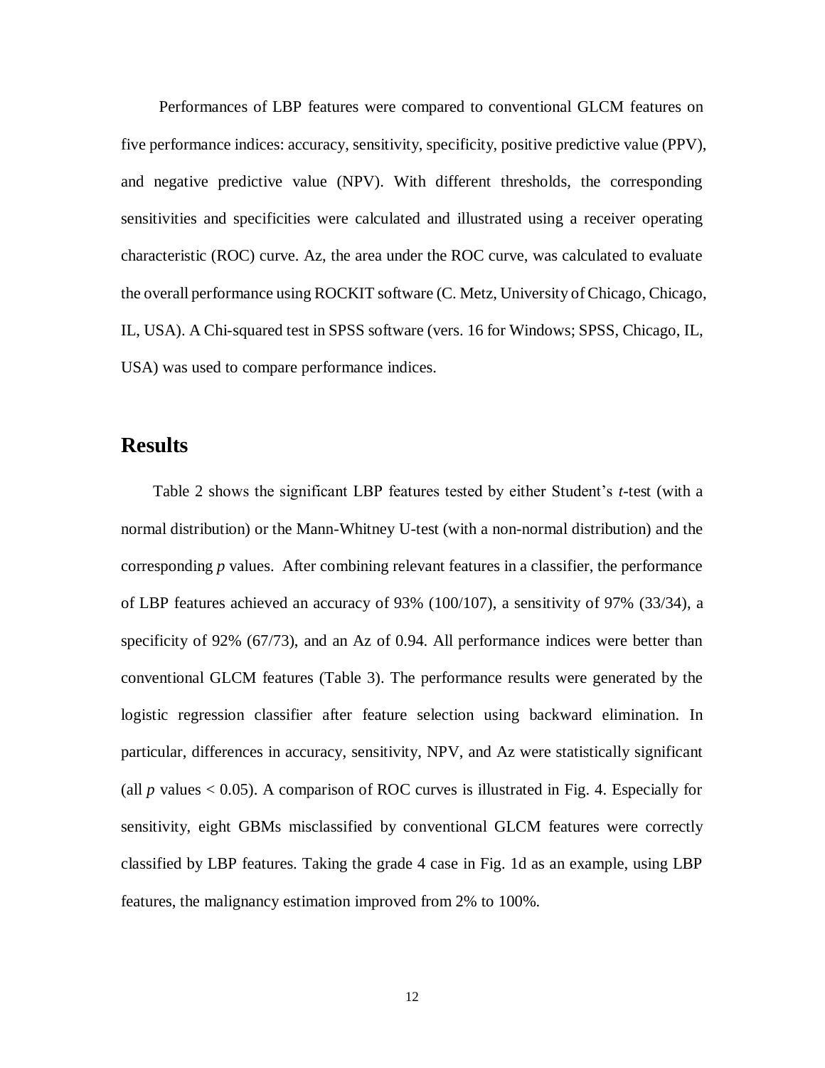Performances of LBP features were compared to conventional GLCM features on five performance indices: accuracy, sensitivity, specificity, positive predictive value (PPV), and negative predictive value (NPV). With different thresholds, the corresponding sensitivities and specificities were calculated and illustrated using a receiver operating characteristic (ROC) curve. Az, the area under the ROC curve, was calculated to evaluate the overall performance using ROCKIT software (C. Metz, University of Chicago, Chicago, IL, USA). A Chi-squared test in SPSS software (vers. 16 for Windows; SPSS, Chicago, IL, USA) was used to compare performance indices.

## Results

Table 2 shows the significant LBP features tested by either Student's *t*-test (with a normal distribution) or the Mann-Whitney U-test (with a non-normal distribution) and the corresponding *p* values. After combining relevant features in a classifier, the performance of LBP features achieved an accuracy of 93% (100/107), a sensitivity of 97% (33/34), a specificity of 92% (67/73), and an Az of 0.94. All performance indices were better than conventional GLCM features (Table 3). The performance results were generated by the logistic regression classifier after feature selection using backward elimination. In particular, differences in accuracy, sensitivity, NPV, and Az were statistically significant (all $p$ values $< 0.05$). A comparison of ROC curves is illustrated in Fig. 4. Especially for sensitivity, eight GBMs misclassified by conventional GLCM features were correctly classified by LBP features. Taking the grade 4 case in Fig. 1d as an example, using LBP features, the malignancy estimation improved from 2% to 100%.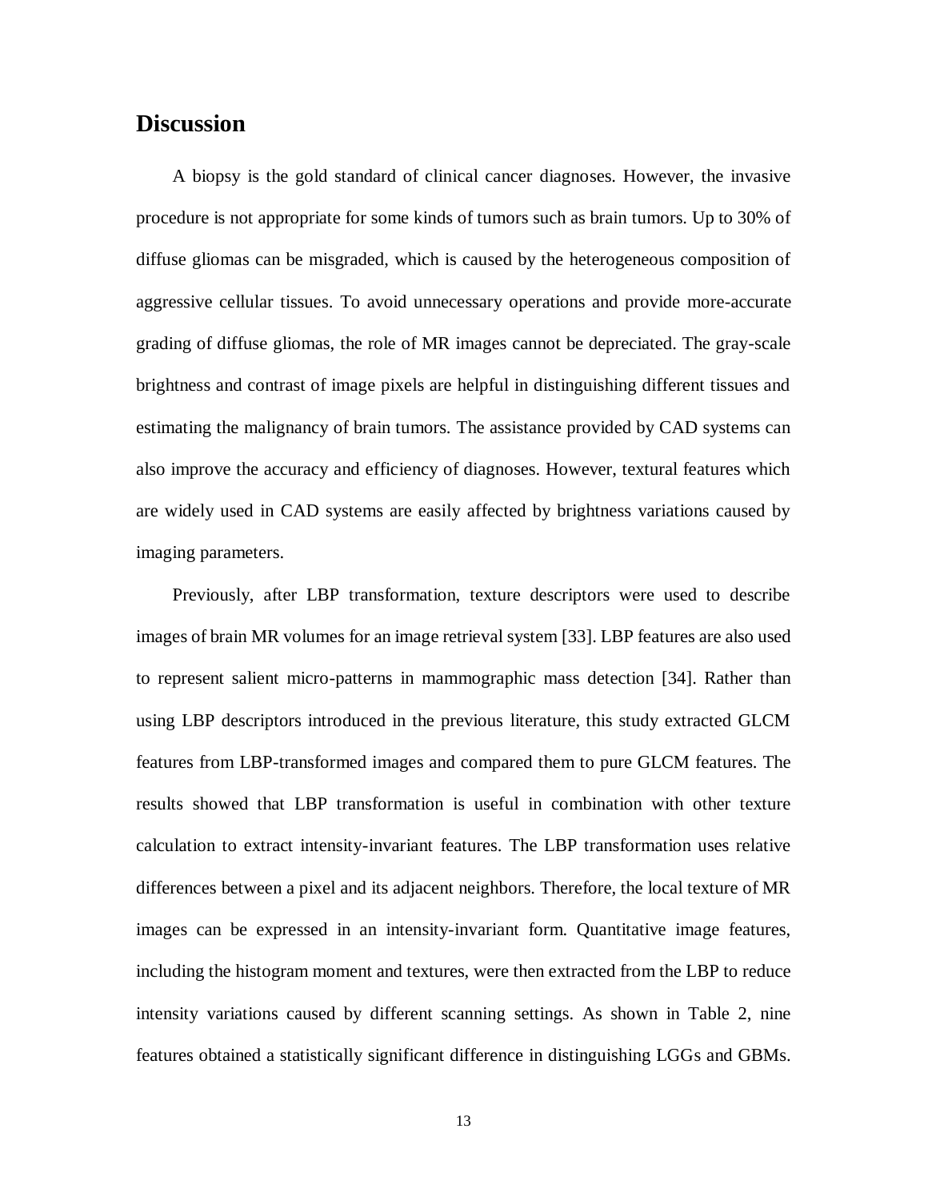## Discussion

A biopsy is the gold standard of clinical cancer diagnoses. However, the invasive procedure is not appropriate for some kinds of tumors such as brain tumors. Up to 30% of diffuse gliomas can be misgraded, which is caused by the heterogeneous composition of aggressive cellular tissues. To avoid unnecessary operations and provide more-accurate grading of diffuse gliomas, the role of MR images cannot be depreciated. The gray-scale brightness and contrast of image pixels are helpful in distinguishing different tissues and estimating the malignancy of brain tumors. The assistance provided by CAD systems can also improve the accuracy and efficiency of diagnoses. However, textural features which are widely used in CAD systems are easily affected by brightness variations caused by imaging parameters.

Previously, after LBP transformation, texture descriptors were used to describe images of brain MR volumes for an image retrieval system [33]. LBP features are also used to represent salient micro-patterns in mammographic mass detection [34]. Rather than using LBP descriptors introduced in the previous literature, this study extracted GLCM features from LBP-transformed images and compared them to pure GLCM features. The results showed that LBP transformation is useful in combination with other texture calculation to extract intensity-invariant features. The LBP transformation uses relative differences between a pixel and its adjacent neighbors. Therefore, the local texture of MR images can be expressed in an intensity-invariant form. Quantitative image features, including the histogram moment and textures, were then extracted from the LBP to reduce intensity variations caused by different scanning settings. As shown in Table 2, nine features obtained a statistically significant difference in distinguishing LGGs and GBMs.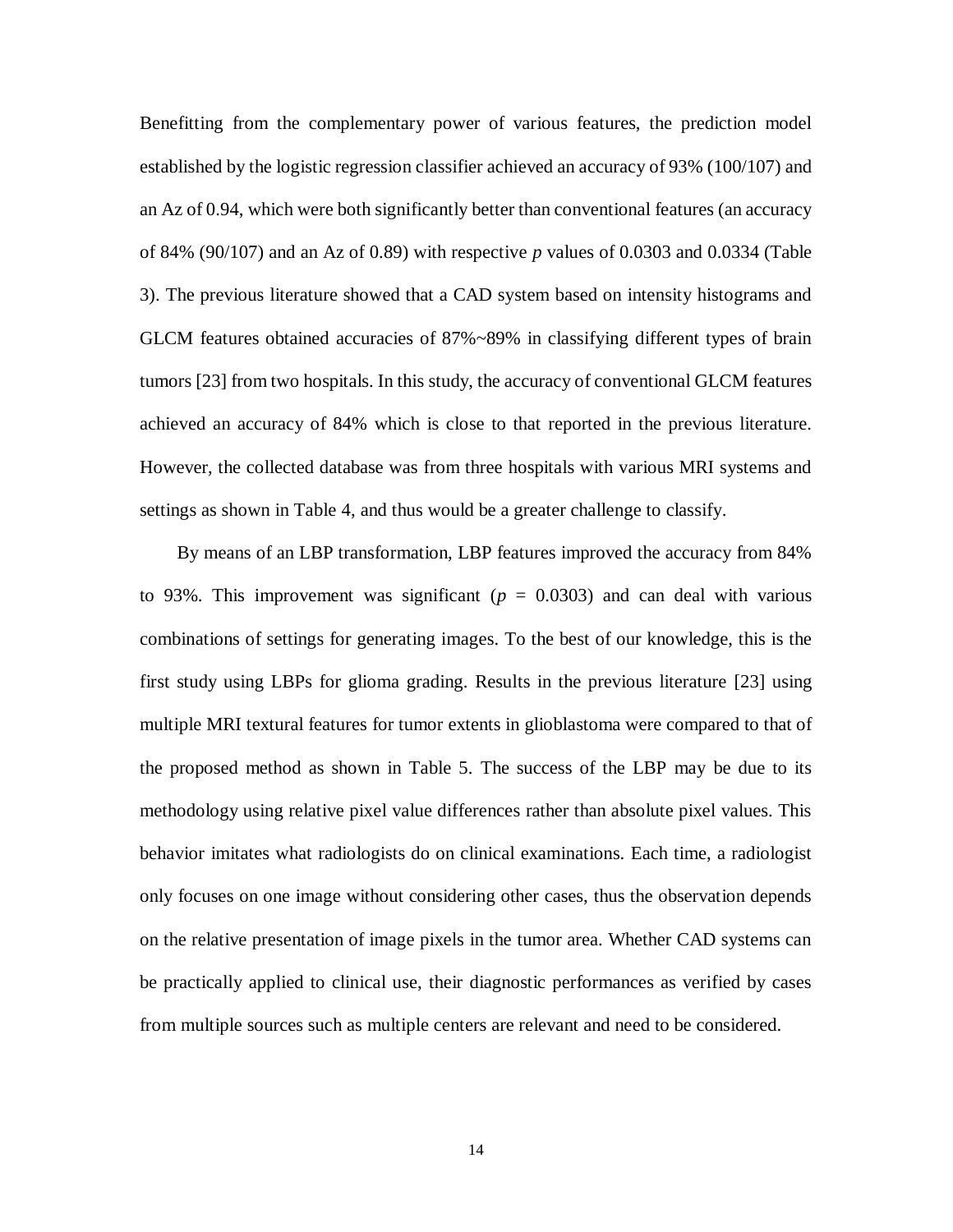Benefitting from the complementary power of various features, the prediction model established by the logistic regression classifier achieved an accuracy of 93% (100/107) and an Az of 0.94, which were both significantly better than conventional features (an accuracy of 84% (90/107) and an Az of 0.89) with respective *p* values of 0.0303 and 0.0334 (Table 3). The previous literature showed that a CAD system based on intensity histograms and GLCM features obtained accuracies of 87%~89% in classifying different types of brain tumors [23] from two hospitals. In this study, the accuracy of conventional GLCM features achieved an accuracy of 84% which is close to that reported in the previous literature. However, the collected database was from three hospitals with various MRI systems and settings as shown in Table 4, and thus would be a greater challenge to classify.

By means of an LBP transformation, LBP features improved the accuracy from 84% to 93%. This improvement was significant ($p$ = 0.0303) and can deal with various combinations of settings for generating images. To the best of our knowledge, this is the first study using LBPs for glioma grading. Results in the previous literature [23] using multiple MRI textural features for tumor extents in glioblastoma were compared to that of the proposed method as shown in Table 5. The success of the LBP may be due to its methodology using relative pixel value differences rather than absolute pixel values. This behavior imitates what radiologists do on clinical examinations. Each time, a radiologist only focuses on one image without considering other cases, thus the observation depends on the relative presentation of image pixels in the tumor area. Whether CAD systems can be practically applied to clinical use, their diagnostic performances as verified by cases from multiple sources such as multiple centers are relevant and need to be considered.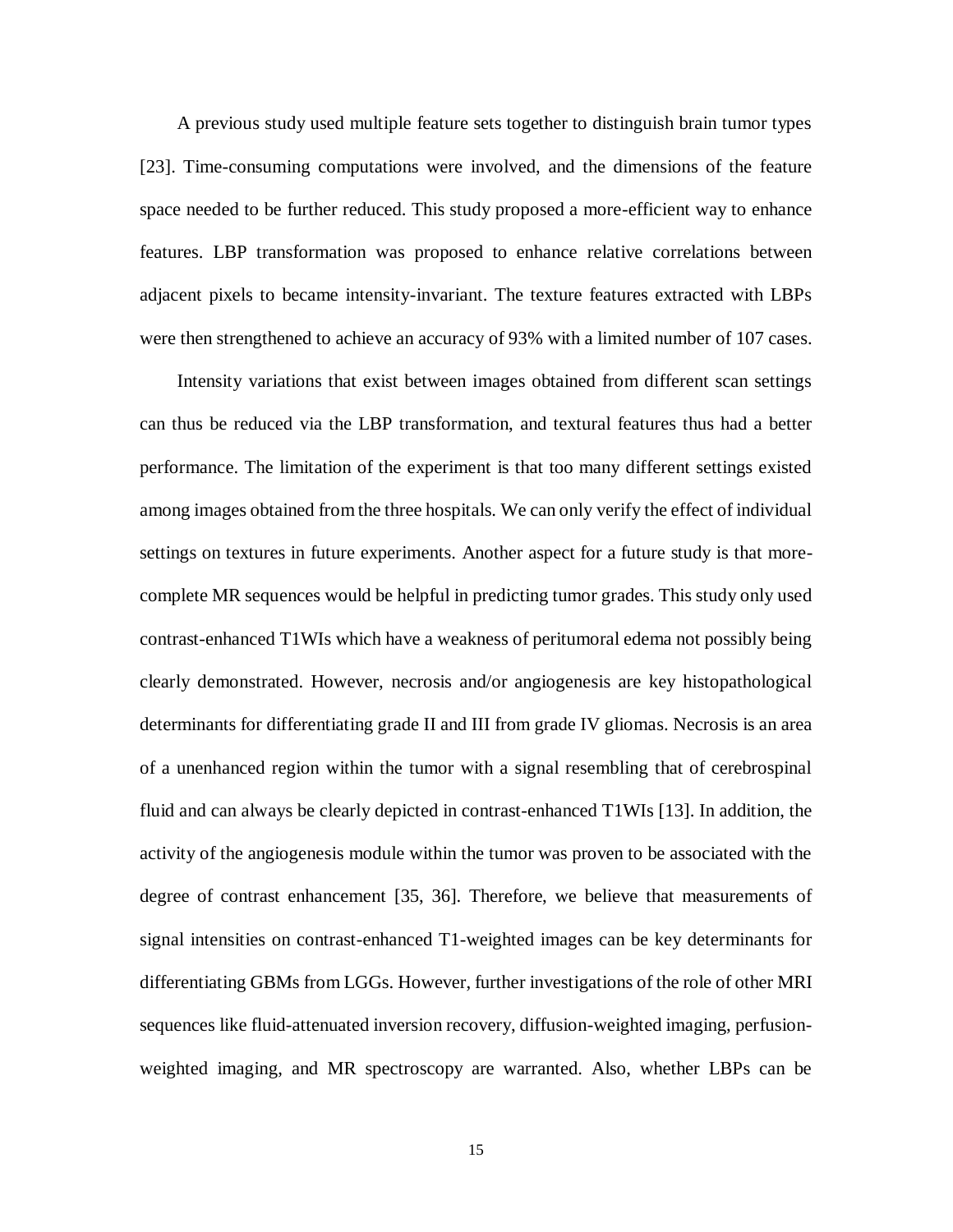A previous study used multiple feature sets together to distinguish brain tumor types [23]. Time-consuming computations were involved, and the dimensions of the feature space needed to be further reduced. This study proposed a more-efficient way to enhance features. LBP transformation was proposed to enhance relative correlations between adjacent pixels to became intensity-invariant. The texture features extracted with LBPs were then strengthened to achieve an accuracy of 93% with a limited number of 107 cases.

Intensity variations that exist between images obtained from different scan settings can thus be reduced via the LBP transformation, and textural features thus had a better performance. The limitation of the experiment is that too many different settings existed among images obtained from the three hospitals. We can only verify the effect of individual settings on textures in future experiments. Another aspect for a future study is that more-complete MR sequences would be helpful in predicting tumor grades. This study only used contrast-enhanced T1WIs which have a weakness of peritumoral edema not possibly being clearly demonstrated. However, necrosis and/or angiogenesis are key histopathological determinants for differentiating grade II and III from grade IV gliomas. Necrosis is an area of a unenhanced region within the tumor with a signal resembling that of cerebrospinal fluid and can always be clearly depicted in contrast-enhanced T1WIs [13]. In addition, the activity of the angiogenesis module within the tumor was proven to be associated with the degree of contrast enhancement [35, 36]. Therefore, we believe that measurements of signal intensities on contrast-enhanced T1-weighted images can be key determinants for differentiating GBMs from LGGs. However, further investigations of the role of other MRI sequences like fluid-attenuated inversion recovery, diffusion-weighted imaging, perfusion-weighted imaging, and MR spectroscopy are warranted. Also, whether LBPs can be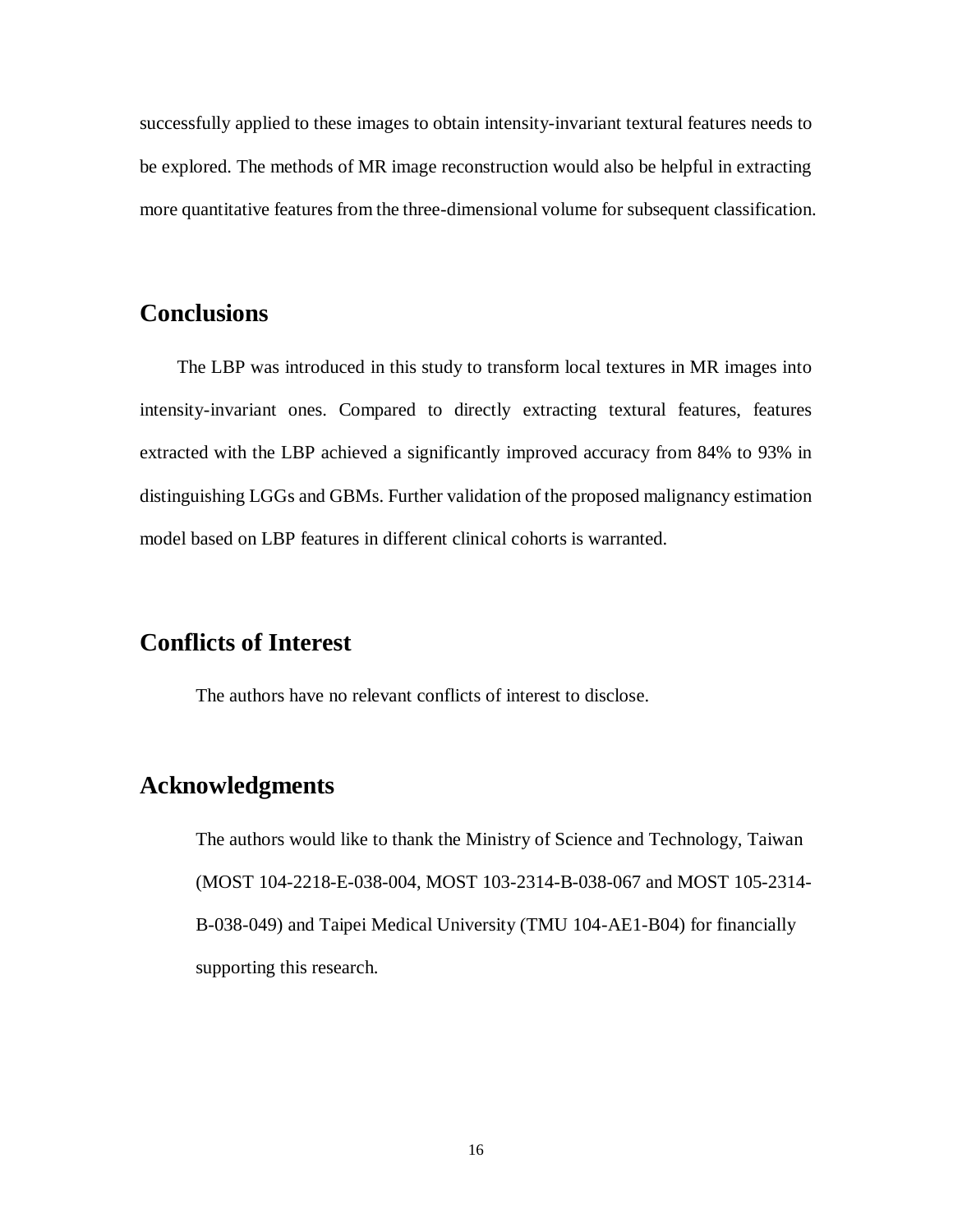successfully applied to these images to obtain intensity-invariant textural features needs to be explored. The methods of MR image reconstruction would also be helpful in extracting more quantitative features from the three-dimensional volume for subsequent classification.

## Conclusions

The LBP was introduced in this study to transform local textures in MR images into intensity-invariant ones. Compared to directly extracting textural features, features extracted with the LBP achieved a significantly improved accuracy from 84% to 93% in distinguishing LGGs and GBMs. Further validation of the proposed malignancy estimation model based on LBP features in different clinical cohorts is warranted.

## Conflicts of Interest

The authors have no relevant conflicts of interest to disclose.

## Acknowledgments

The authors would like to thank the Ministry of Science and Technology, Taiwan (MOST 104-2218-E-038-004, MOST 103-2314-B-038-067 and MOST 105-2314-B-038-049) and Taipei Medical University (TMU 104-AE1-B04) for financially supporting this research.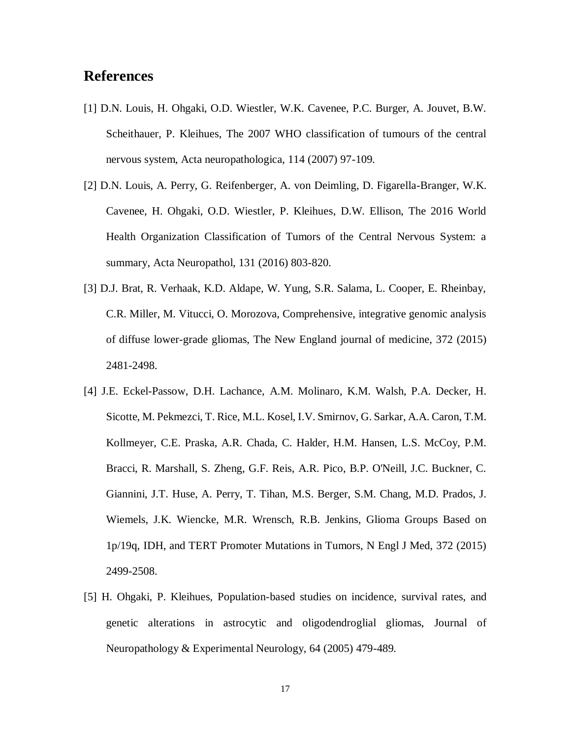# References

[1] D.N. Louis, H. Ohgaki, O.D. Wiestler, W.K. Cavenee, P.C. Burger, A. Jouvet, B.W. Scheithauer, P. Kleihues, The 2007 WHO classification of tumours of the central nervous system, Acta neuropathologica, 114 (2007) 97-109.

[2] D.N. Louis, A. Perry, G. Reifenberger, A. von Deimling, D. Figarella-Branger, W.K. Cavenee, H. Ohgaki, O.D. Wiestler, P. Kleihues, D.W. Ellison, The 2016 World Health Organization Classification of Tumors of the Central Nervous System: a summary, Acta Neuropathol, 131 (2016) 803-820.

[3] D.J. Brat, R. Verhaak, K.D. Aldape, W. Yung, S.R. Salama, L. Cooper, E. Rheinbay, C.R. Miller, M. Vitucci, O. Morozova, Comprehensive, integrative genomic analysis of diffuse lower-grade gliomas, The New England journal of medicine, 372 (2015) 2481-2498.

[4] J.E. Eckel-Passow, D.H. Lachance, A.M. Molinaro, K.M. Walsh, P.A. Decker, H. Sicotte, M. Pekmezci, T. Rice, M.L. Kosel, I.V. Smirnov, G. Sarkar, A.A. Caron, T.M. Kollmeyer, C.E. Praska, A.R. Chada, C. Halder, H.M. Hansen, L.S. McCoy, P.M. Bracci, R. Marshall, S. Zheng, G.F. Reis, A.R. Pico, B.P. O'Neill, J.C. Buckner, C. Giannini, J.T. Huse, A. Perry, T. Tihan, M.S. Berger, S.M. Chang, M.D. Prados, J. Wiemels, J.K. Wiencke, M.R. Wrensch, R.B. Jenkins, Glioma Groups Based on 1p/19q, IDH, and TERT Promoter Mutations in Tumors, N Engl J Med, 372 (2015) 2499-2508.

[5] H. Ohgaki, P. Kleihues, Population-based studies on incidence, survival rates, and genetic alterations in astrocytic and oligodendroglial gliomas, Journal of Neuropathology & Experimental Neurology, 64 (2005) 479-489.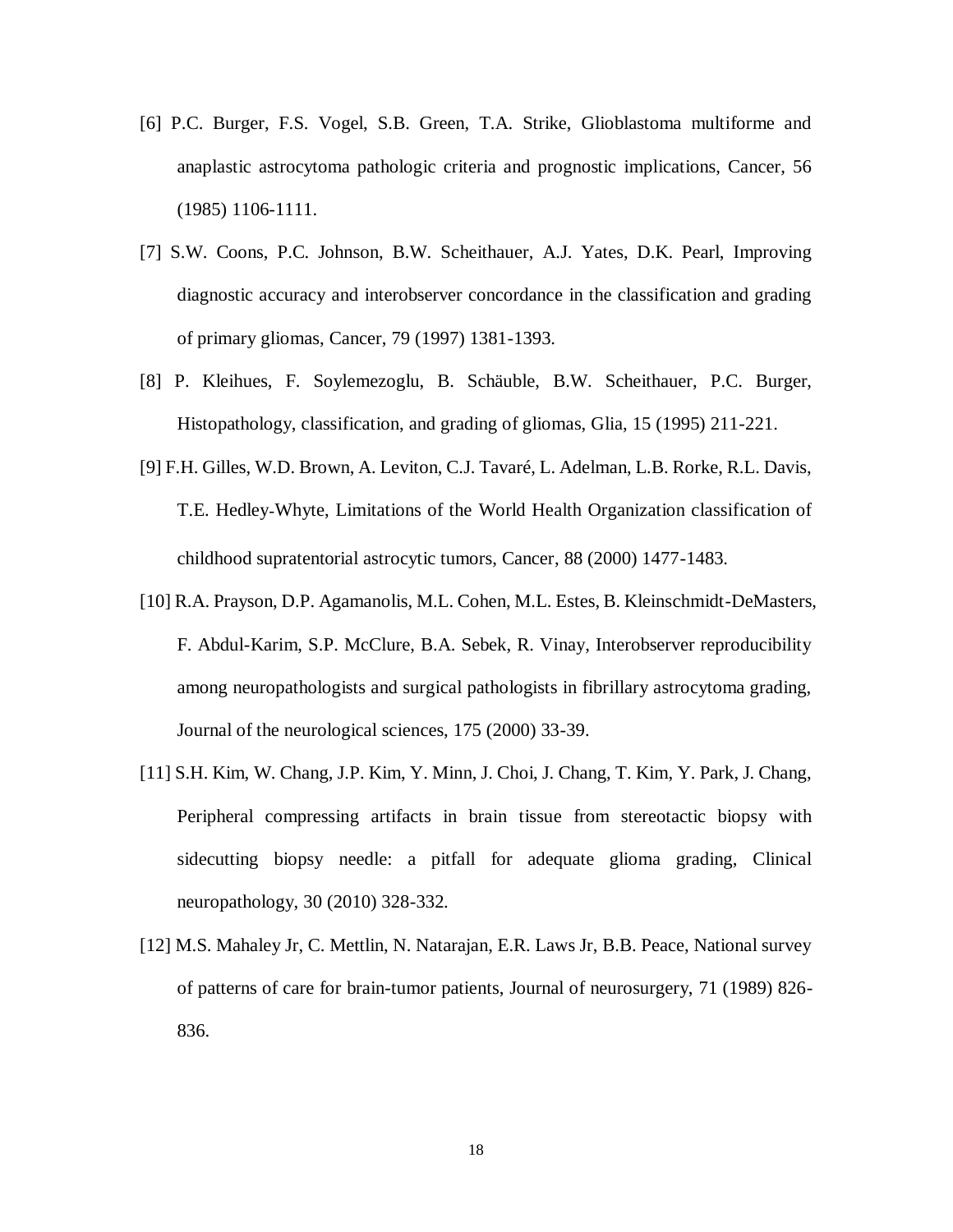[6] P.C. Burger, F.S. Vogel, S.B. Green, T.A. Strike, Glioblastoma multiforme and anaplastic astrocytoma pathologic criteria and prognostic implications, Cancer, 56 (1985) 1106-1111.

[7] S.W. Coons, P.C. Johnson, B.W. Scheithauer, A.J. Yates, D.K. Pearl, Improving diagnostic accuracy and interobserver concordance in the classification and grading of primary gliomas, Cancer, 79 (1997) 1381-1393.

[8] P. Kleihues, F. Soylemezoglu, B. Schäuble, B.W. Scheithauer, P.C. Burger, Histopathology, classification, and grading of gliomas, Glia, 15 (1995) 211-221.

[9] F.H. Gilles, W.D. Brown, A. Leviton, C.J. Tavaré, L. Adelman, L.B. Rorke, R.L. Davis, T.E. Hedley-Whyte, Limitations of the World Health Organization classification of childhood supratentorial astrocytic tumors, Cancer, 88 (2000) 1477-1483.

[10] R.A. Prayson, D.P. Agamanolis, M.L. Cohen, M.L. Estes, B. Kleinschmidt-DeMasters, F. Abdul-Karim, S.P. McClure, B.A. Sebek, R. Vinay, Interobserver reproducibility among neuropathologists and surgical pathologists in fibrillary astrocytoma grading, Journal of the neurological sciences, 175 (2000) 33-39.

[11] S.H. Kim, W. Chang, J.P. Kim, Y. Minn, J. Choi, J. Chang, T. Kim, Y. Park, J. Chang, Peripheral compressing artifacts in brain tissue from stereotactic biopsy with sidecutting biopsy needle: a pitfall for adequate glioma grading, Clinical neuropathology, 30 (2010) 328-332.

[12] M.S. Mahaley Jr, C. Mettlin, N. Natarajan, E.R. Laws Jr, B.B. Peace, National survey of patterns of care for brain-tumor patients, Journal of neurosurgery, 71 (1989) 826-836.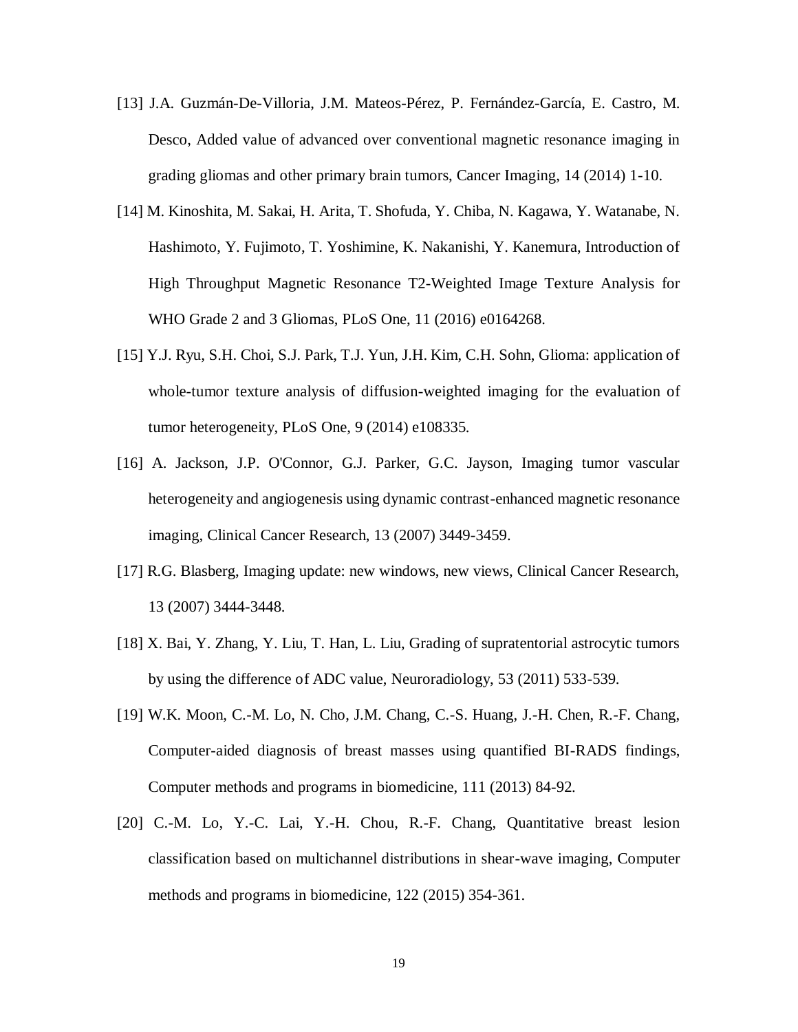[13] J.A. Guzmán-De-Villoria, J.M. Mateos-Pérez, P. Fernández-García, E. Castro, M. Desco, Added value of advanced over conventional magnetic resonance imaging in grading gliomas and other primary brain tumors, Cancer Imaging, 14 (2014) 1-10.

[14] M. Kinoshita, M. Sakai, H. Arita, T. Shofuda, Y. Chiba, N. Kagawa, Y. Watanabe, N. Hashimoto, Y. Fujimoto, T. Yoshimine, K. Nakanishi, Y. Kanemura, Introduction of High Throughput Magnetic Resonance T2-Weighted Image Texture Analysis for WHO Grade 2 and 3 Gliomas, PLoS One, 11 (2016) e0164268.

[15] Y.J. Ryu, S.H. Choi, S.J. Park, T.J. Yun, J.H. Kim, C.H. Sohn, Glioma: application of whole-tumor texture analysis of diffusion-weighted imaging for the evaluation of tumor heterogeneity, PLoS One, 9 (2014) e108335.

[16] A. Jackson, J.P. O'Connor, G.J. Parker, G.C. Jayson, Imaging tumor vascular heterogeneity and angiogenesis using dynamic contrast-enhanced magnetic resonance imaging, Clinical Cancer Research, 13 (2007) 3449-3459.

[17] R.G. Blasberg, Imaging update: new windows, new views, Clinical Cancer Research, 13 (2007) 3444-3448.

[18] X. Bai, Y. Zhang, Y. Liu, T. Han, L. Liu, Grading of supratentorial astrocytic tumors by using the difference of ADC value, Neuroradiology, 53 (2011) 533-539.

[19] W.K. Moon, C.-M. Lo, N. Cho, J.M. Chang, C.-S. Huang, J.-H. Chen, R.-F. Chang, Computer-aided diagnosis of breast masses using quantified BI-RADS findings, Computer methods and programs in biomedicine, 111 (2013) 84-92.

[20] C.-M. Lo, Y.-C. Lai, Y.-H. Chou, R.-F. Chang, Quantitative breast lesion classification based on multichannel distributions in shear-wave imaging, Computer methods and programs in biomedicine, 122 (2015) 354-361.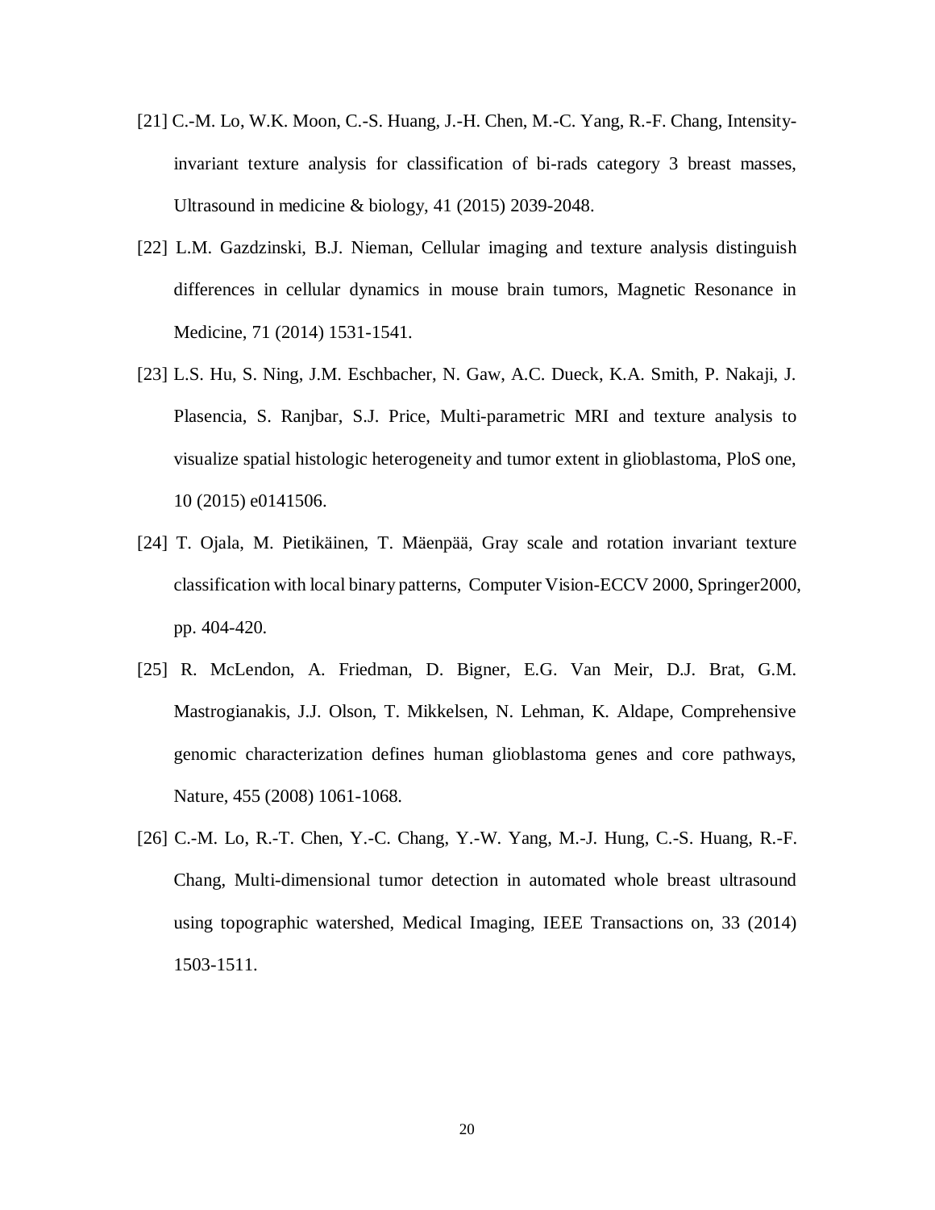[21] C.-M. Lo, W.K. Moon, C.-S. Huang, J.-H. Chen, M.-C. Yang, R.-F. Chang, Intensity-invariant texture analysis for classification of bi-rads category 3 breast masses, Ultrasound in medicine & biology, 41 (2015) 2039-2048.

[22] L.M. Gazdzinski, B.J. Nieman, Cellular imaging and texture analysis distinguish differences in cellular dynamics in mouse brain tumors, Magnetic Resonance in Medicine, 71 (2014) 1531-1541.

[23] L.S. Hu, S. Ning, J.M. Eschbacher, N. Gaw, A.C. Dueck, K.A. Smith, P. Nakaji, J. Plasencia, S. Ranjbar, S.J. Price, Multi-parametric MRI and texture analysis to visualize spatial histologic heterogeneity and tumor extent in glioblastoma, PloS one, 10 (2015) e0141506.

[24] T. Ojala, M. Pietikäinen, T. Mäenpää, Gray scale and rotation invariant texture classification with local binary patterns, Computer Vision-ECCV 2000, Springer2000, pp. 404-420.

[25] R. McLendon, A. Friedman, D. Bigner, E.G. Van Meir, D.J. Brat, G.M. Mastrogianakis, J.J. Olson, T. Mikkelsen, N. Lehman, K. Aldape, Comprehensive genomic characterization defines human glioblastoma genes and core pathways, Nature, 455 (2008) 1061-1068.

[26] C.-M. Lo, R.-T. Chen, Y.-C. Chang, Y.-W. Yang, M.-J. Hung, C.-S. Huang, R.-F. Chang, Multi-dimensional tumor detection in automated whole breast ultrasound using topographic watershed, Medical Imaging, IEEE Transactions on, 33 (2014) 1503-1511.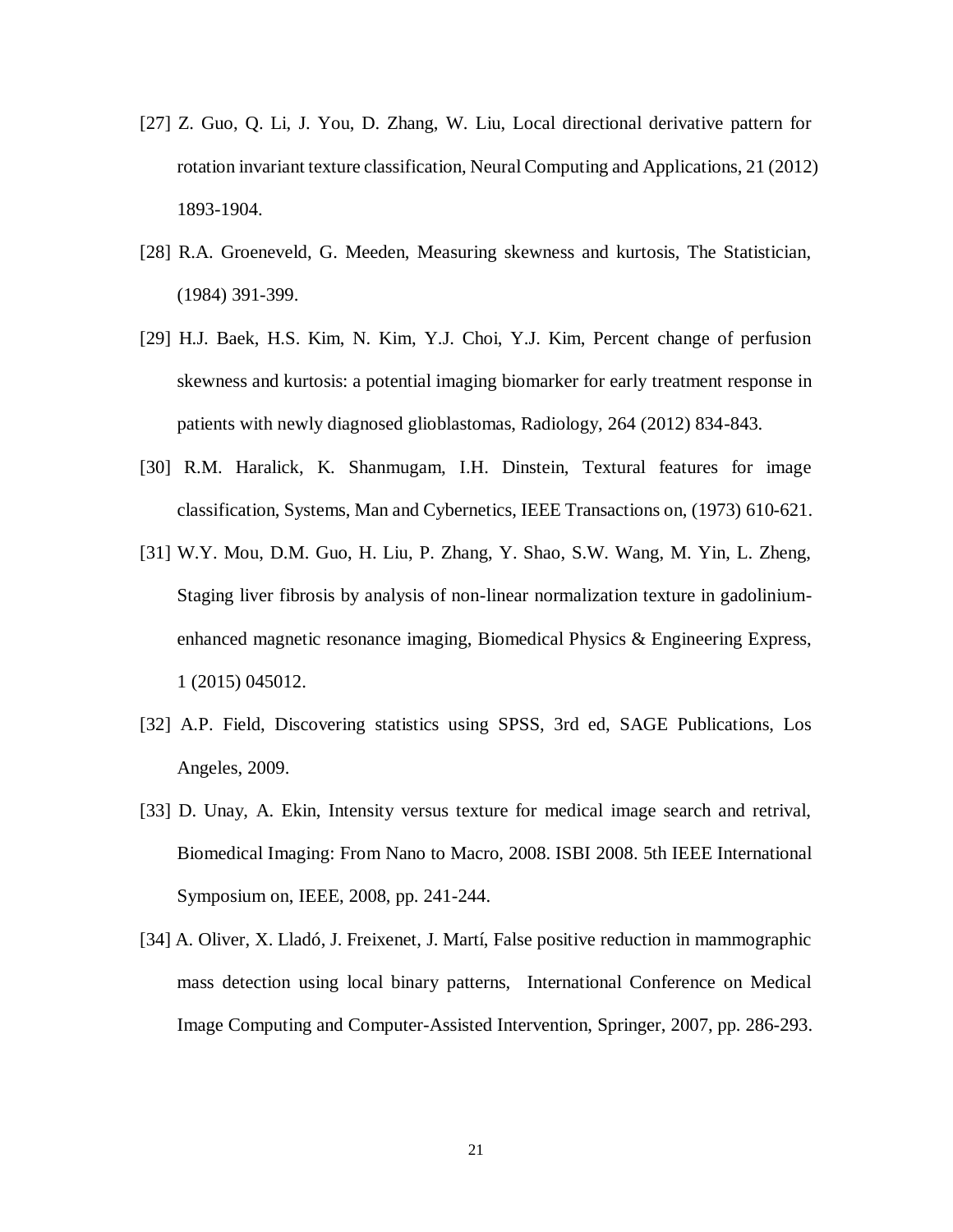[27] Z. Guo, Q. Li, J. You, D. Zhang, W. Liu, Local directional derivative pattern for rotation invariant texture classification, Neural Computing and Applications, 21 (2012) 1893-1904.

[28] R.A. Groeneveld, G. Meeden, Measuring skewness and kurtosis, The Statistician, (1984) 391-399.

[29] H.J. Baek, H.S. Kim, N. Kim, Y.J. Choi, Y.J. Kim, Percent change of perfusion skewness and kurtosis: a potential imaging biomarker for early treatment response in patients with newly diagnosed glioblastomas, Radiology, 264 (2012) 834-843.

[30] R.M. Haralick, K. Shanmugam, I.H. Dinstein, Textural features for image classification, Systems, Man and Cybernetics, IEEE Transactions on, (1973) 610-621.

[31] W.Y. Mou, D.M. Guo, H. Liu, P. Zhang, Y. Shao, S.W. Wang, M. Yin, L. Zheng, Staging liver fibrosis by analysis of non-linear normalization texture in gadolinium-enhanced magnetic resonance imaging, Biomedical Physics & Engineering Express, 1 (2015) 045012.

[32] A.P. Field, Discovering statistics using SPSS, 3rd ed, SAGE Publications, Los Angeles, 2009.

[33] D. Unay, A. Ekin, Intensity versus texture for medical image search and retrival, Biomedical Imaging: From Nano to Macro, 2008. ISBI 2008. 5th IEEE International Symposium on, IEEE, 2008, pp. 241-244.

[34] A. Oliver, X. Lladó, J. Freixenet, J. Martí, False positive reduction in mammographic mass detection using local binary patterns, International Conference on Medical Image Computing and Computer-Assisted Intervention, Springer, 2007, pp. 286-293.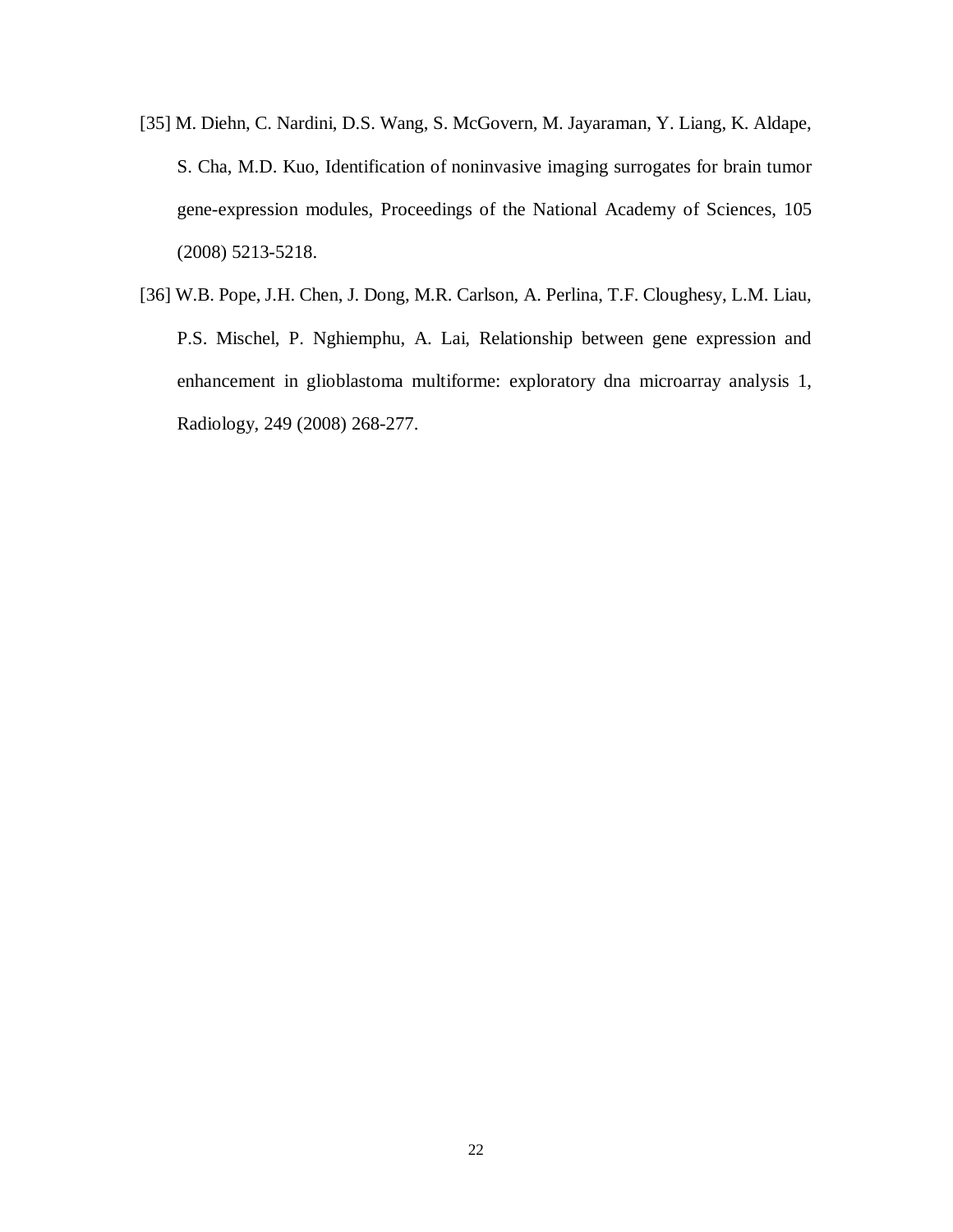[35] M. Diehn, C. Nardini, D.S. Wang, S. McGovern, M. Jayaraman, Y. Liang, K. Aldape, S. Cha, M.D. Kuo, Identification of noninvasive imaging surrogates for brain tumor gene-expression modules, Proceedings of the National Academy of Sciences, 105 (2008) 5213-5218.

[36] W.B. Pope, J.H. Chen, J. Dong, M.R. Carlson, A. Perlina, T.F. Cloughesy, L.M. Liau, P.S. Mischel, P. Nghiemphu, A. Lai, Relationship between gene expression and enhancement in glioblastoma multiforme: exploratory dna microarray analysis 1, Radiology, 249 (2008) 268-277.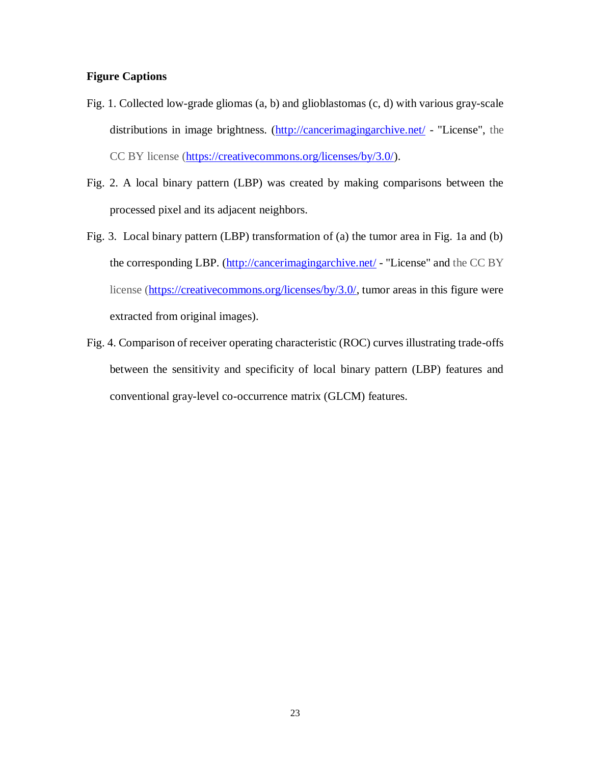**Figure Captions**

Fig. 1. Collected low-grade gliomas (a, b) and glioblastomas (c, d) with various gray-scale distributions in image brightness. (http://cancerimagingarchive.net/ - "License", the CC BY license (https://creativecommons.org/licenses/by/3.0/).

Fig. 2. A local binary pattern (LBP) was created by making comparisons between the processed pixel and its adjacent neighbors.

Fig. 3. Local binary pattern (LBP) transformation of (a) the tumor area in Fig. 1a and (b) the corresponding LBP. (http://cancerimagingarchive.net/ - "License" and the CC BY license (https://creativecommons.org/licenses/by/3.0/, tumor areas in this figure were extracted from original images).

Fig. 4. Comparison of receiver operating characteristic (ROC) curves illustrating trade-offs between the sensitivity and specificity of local binary pattern (LBP) features and conventional gray-level co-occurrence matrix (GLCM) features.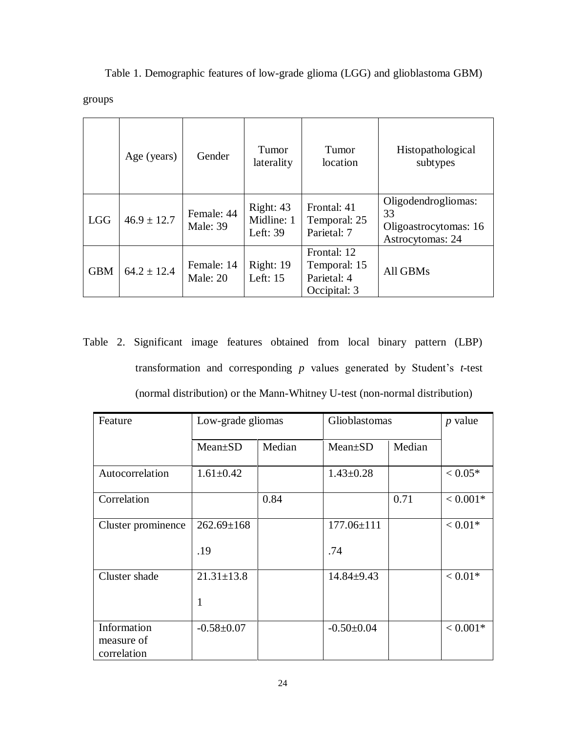Table 1. Demographic features of low-grade glioma (LGG) and glioblastoma GBM) groups

| | Age (years) | Gender | Tumor laterality | Tumor location | Histopathological subtypes |
|---|---|---|---|---|---|
| LGG | 46.9 ± 12.7 | Female: 44<br>Male: 39 | Right: 43<br>Midline: 1<br>Left: 39 | Frontal: 41<br>Temporal: 25<br>Parietal: 7 | Oligodendrogliomas: 33<br>Oligoastrocytomas: 16<br>Astrocytomas: 24 |
| GBM | 64.2 ± 12.4 | Female: 14<br>Male: 20 | Right: 19<br>Left: 15 | Frontal: 12<br>Temporal: 15<br>Parietal: 4<br>Occipital: 3 | All GBMs |

Table 2. Significant image features obtained from local binary pattern (LBP) transformation and corresponding *p* values generated by Student's *t*-test (normal distribution) or the Mann-Whitney U-test (non-normal distribution)

| Feature | Low-grade gliomas | | Glioblastomas | | *p* value |
|---|---|---|---|---|---|
| | Mean±SD | Median | Mean±SD | Median | |
| Autocorrelation | 1.61±0.42 | | 1.43±0.28 | | < 0.05* |
| Correlation | | 0.84 | | 0.71 | < 0.001* |
| Cluster prominence | 262.69±168.19 | | 177.06±111.74 | | < 0.01* |
| Cluster shade | 21.31±13.81 | | 14.84±9.43 | | < 0.01* |
| Information measure of correlation | -0.58±0.07 | | -0.50±0.04 | | < 0.001* |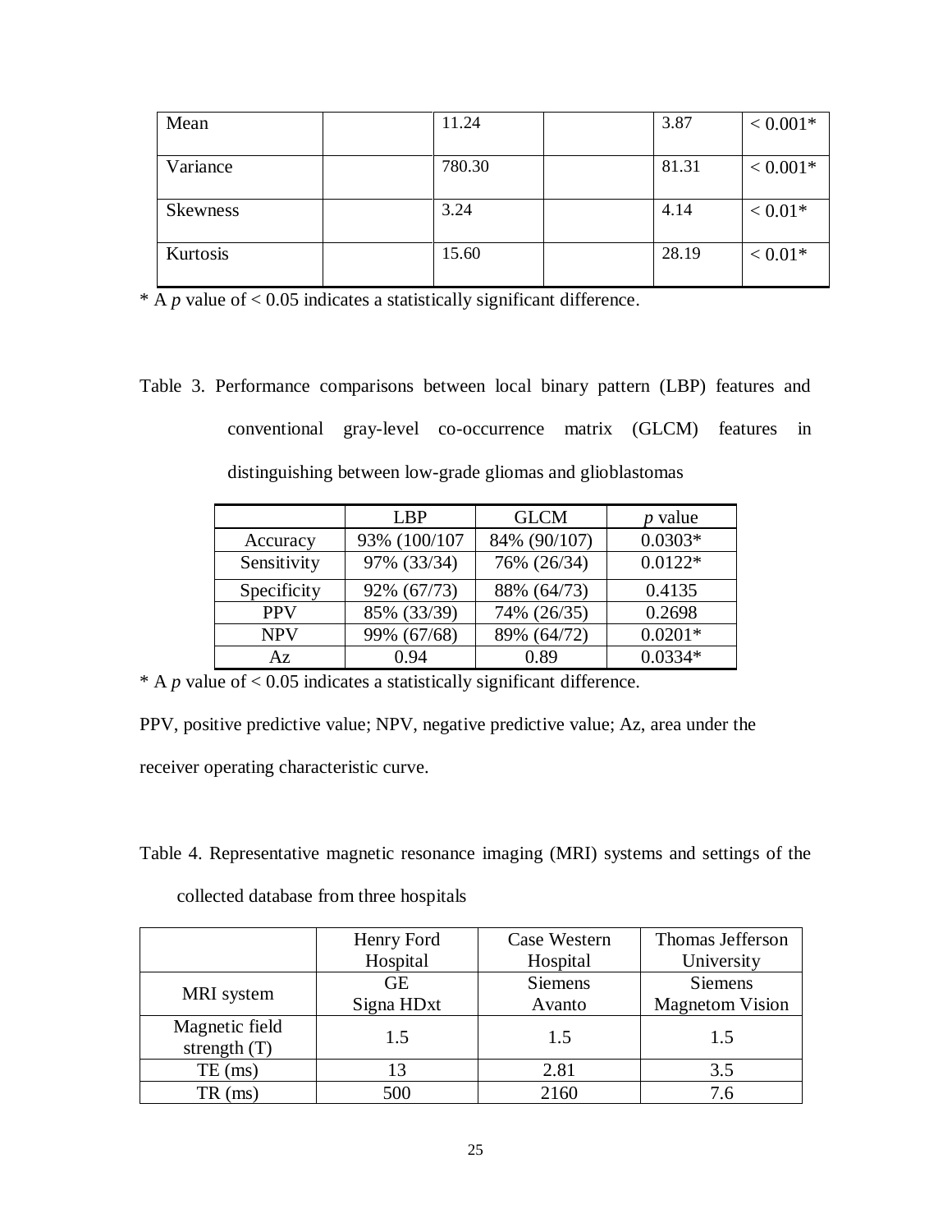| Mean | | 11.24 | | 3.87 | < 0.001* |
|---|---|---|---|---|---|
| Variance | | 780.30 | | 81.31 | < 0.001* |
| Skewness | | 3.24 | | 4.14 | < 0.01* |
| Kurtosis | | 15.60 | | 28.19 | < 0.01* |

* A *p* value of < 0.05 indicates a statistically significant difference.

Table 3. Performance comparisons between local binary pattern (LBP) features and conventional gray-level co-occurrence matrix (GLCM) features in distinguishing between low-grade gliomas and glioblastomas

| | LBP | GLCM | *p* value |
|---|---|---|---|
| Accuracy | 93% (100/107 | 84% (90/107) | 0.0303* |
| Sensitivity | 97% (33/34) | 76% (26/34) | 0.0122* |
| Specificity | 92% (67/73) | 88% (64/73) | 0.4135 |
| PPV | 85% (33/39) | 74% (26/35) | 0.2698 |
| NPV | 99% (67/68) | 89% (64/72) | 0.0201* |
| Az | 0.94 | 0.89 | 0.0334* |

* A *p* value of < 0.05 indicates a statistically significant difference.

PPV, positive predictive value; NPV, negative predictive value; Az, area under the receiver operating characteristic curve.

Table 4. Representative magnetic resonance imaging (MRI) systems and settings of the collected database from three hospitals

| | Henry Ford Hospital | Case Western Hospital | Thomas Jefferson University |
|---|---|---|---|
| MRI system | GE Signa HDxt | Siemens Avanto | Siemens Magnetom Vision |
| Magnetic field strength (T) | 1.5 | 1.5 | 1.5 |
| TE (ms) | 13 | 2.81 | 3.5 |
| TR (ms) | 500 | 2160 | 7.6 |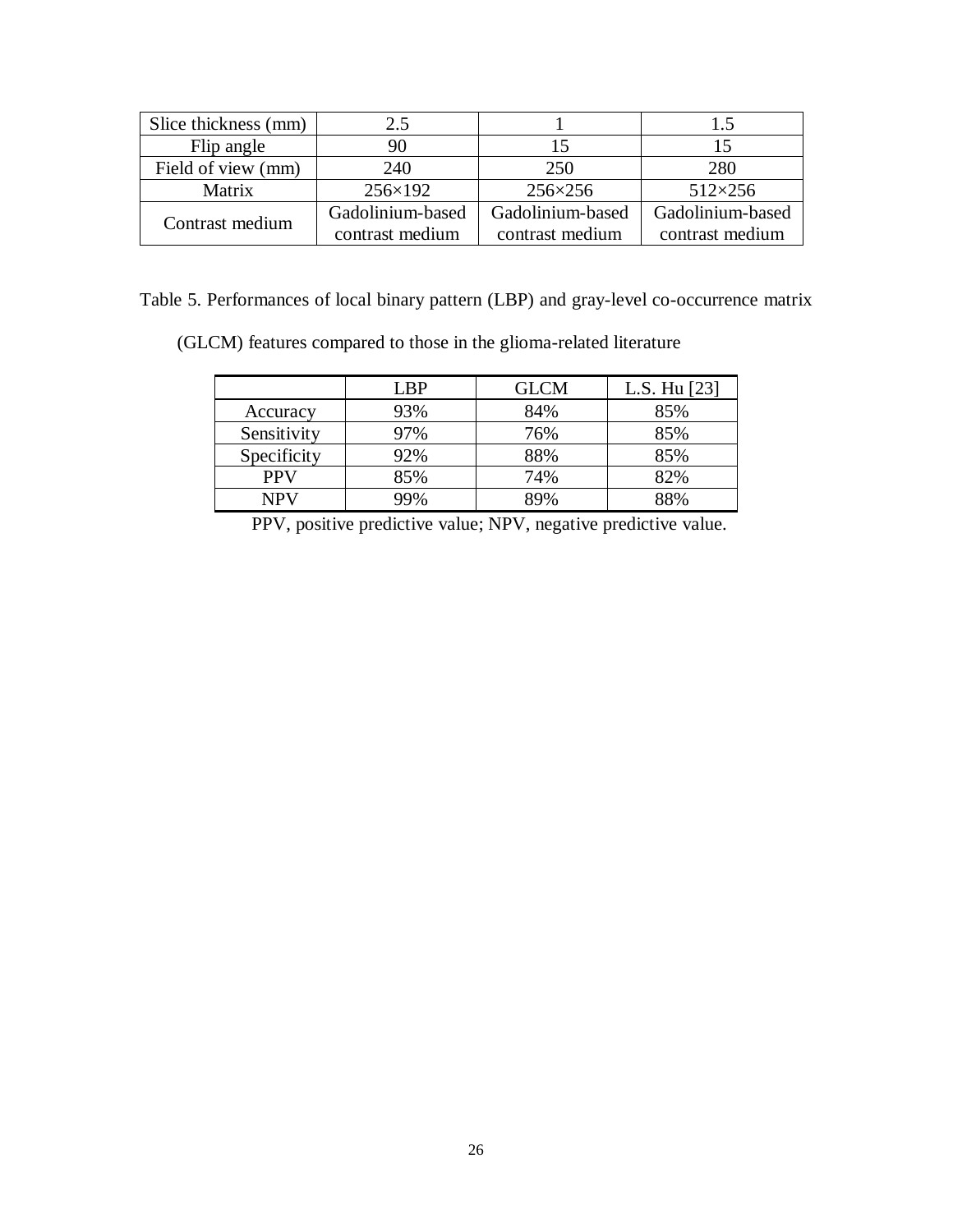| | | | |
|---|---|---|---|
| Slice thickness (mm) | 2.5 | 1 | 1.5 |
| Flip angle | 90 | 15 | 15 |
| Field of view (mm) | 240 | 250 | 280 |
| Matrix | 256×192 | 256×256 | 512×256 |
| Contrast medium | Gadolinium-based contrast medium | Gadolinium-based contrast medium | Gadolinium-based contrast medium |

Table 5. Performances of local binary pattern (LBP) and gray-level co-occurrence matrix (GLCM) features compared to those in the glioma-related literature

| | LBP | GLCM | L.S. Hu [23] |
|---|---|---|---|
| Accuracy | 93% | 84% | 85% |
| Sensitivity | 97% | 76% | 85% |
| Specificity | 92% | 88% | 85% |
| PPV | 85% | 74% | 82% |
| NPV | 99% | 89% | 88% |

PPV, positive predictive value; NPV, negative predictive value.